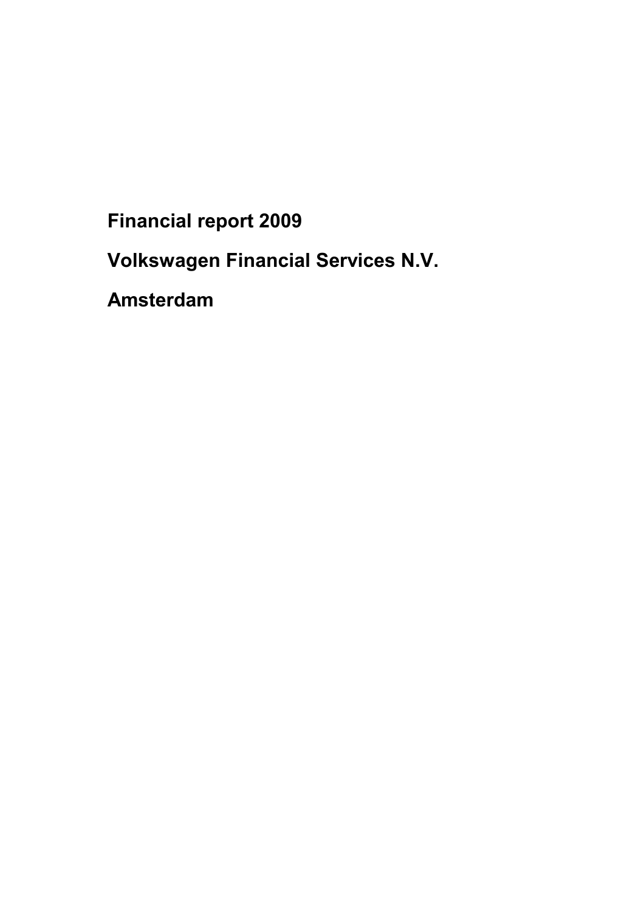# Financial report 2009

# Volkswagen Financial Services N.V.

# Amsterdam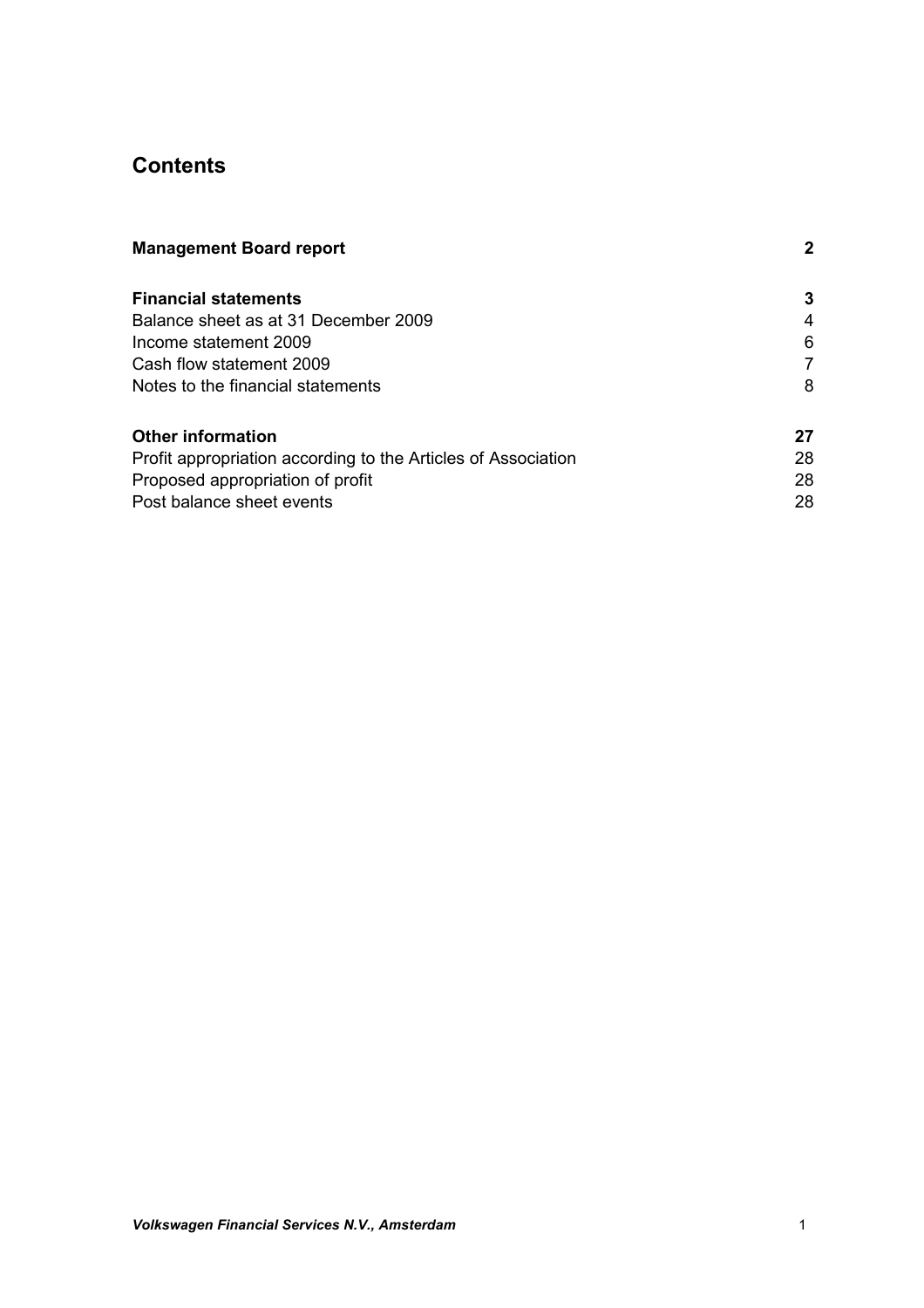# Contents

| | |
|---|---|
| **Management Board report** | **2** |
| | |
| **Financial statements** | **3** |
| Balance sheet as at 31 December 2009 | 4 |
| Income statement 2009 | 6 |
| Cash flow statement 2009 | 7 |
| Notes to the financial statements | 8 |
| | |
| **Other information** | **27** |
| Profit appropriation according to the Articles of Association | 28 |
| Proposed appropriation of profit | 28 |
| Post balance sheet events | 28 |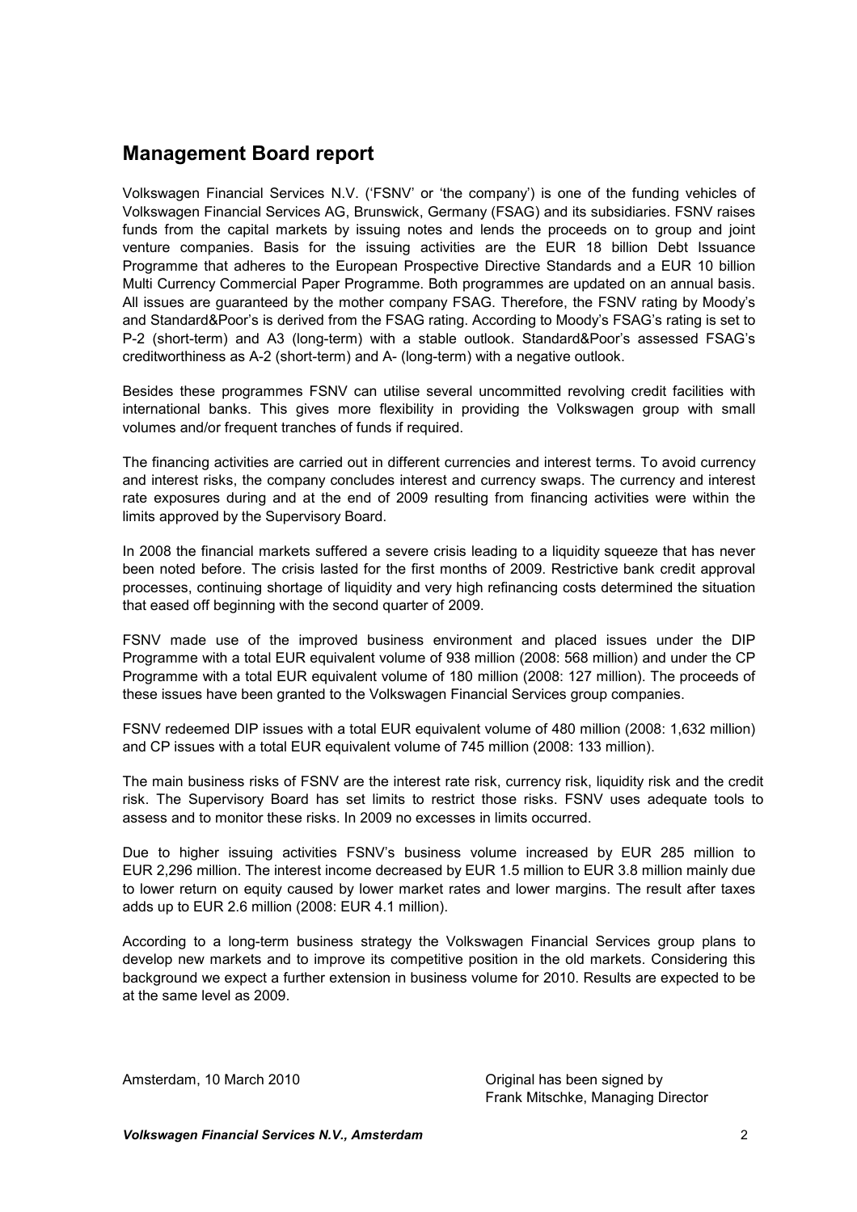## Management Board report

Volkswagen Financial Services N.V. ('FSNV' or 'the company') is one of the funding vehicles of Volkswagen Financial Services AG, Brunswick, Germany (FSAG) and its subsidiaries. FSNV raises funds from the capital markets by issuing notes and lends the proceeds on to group and joint venture companies. Basis for the issuing activities are the EUR 18 billion Debt Issuance Programme that adheres to the European Prospective Directive Standards and a EUR 10 billion Multi Currency Commercial Paper Programme. Both programmes are updated on an annual basis. All issues are guaranteed by the mother company FSAG. Therefore, the FSNV rating by Moody's and Standard&Poor's is derived from the FSAG rating. According to Moody's FSAG's rating is set to P-2 (short-term) and A3 (long-term) with a stable outlook. Standard&Poor's assessed FSAG's creditworthiness as A-2 (short-term) and A- (long-term) with a negative outlook.

Besides these programmes FSNV can utilise several uncommitted revolving credit facilities with international banks. This gives more flexibility in providing the Volkswagen group with small volumes and/or frequent tranches of funds if required.

The financing activities are carried out in different currencies and interest terms. To avoid currency and interest risks, the company concludes interest and currency swaps. The currency and interest rate exposures during and at the end of 2009 resulting from financing activities were within the limits approved by the Supervisory Board.

In 2008 the financial markets suffered a severe crisis leading to a liquidity squeeze that has never been noted before. The crisis lasted for the first months of 2009. Restrictive bank credit approval processes, continuing shortage of liquidity and very high refinancing costs determined the situation that eased off beginning with the second quarter of 2009.

FSNV made use of the improved business environment and placed issues under the DIP Programme with a total EUR equivalent volume of 938 million (2008: 568 million) and under the CP Programme with a total EUR equivalent volume of 180 million (2008: 127 million). The proceeds of these issues have been granted to the Volkswagen Financial Services group companies.

FSNV redeemed DIP issues with a total EUR equivalent volume of 480 million (2008: 1,632 million) and CP issues with a total EUR equivalent volume of 745 million (2008: 133 million).

The main business risks of FSNV are the interest rate risk, currency risk, liquidity risk and the credit risk. The Supervisory Board has set limits to restrict those risks. FSNV uses adequate tools to assess and to monitor these risks. In 2009 no excesses in limits occurred.

Due to higher issuing activities FSNV's business volume increased by EUR 285 million to EUR 2,296 million. The interest income decreased by EUR 1.5 million to EUR 3.8 million mainly due to lower return on equity caused by lower market rates and lower margins. The result after taxes adds up to EUR 2.6 million (2008: EUR 4.1 million).

According to a long-term business strategy the Volkswagen Financial Services group plans to develop new markets and to improve its competitive position in the old markets. Considering this background we expect a further extension in business volume for 2010. Results are expected to be at the same level as 2009.

Amsterdam, 10 March 2010

Original has been signed by
Frank Mitschke, Managing Director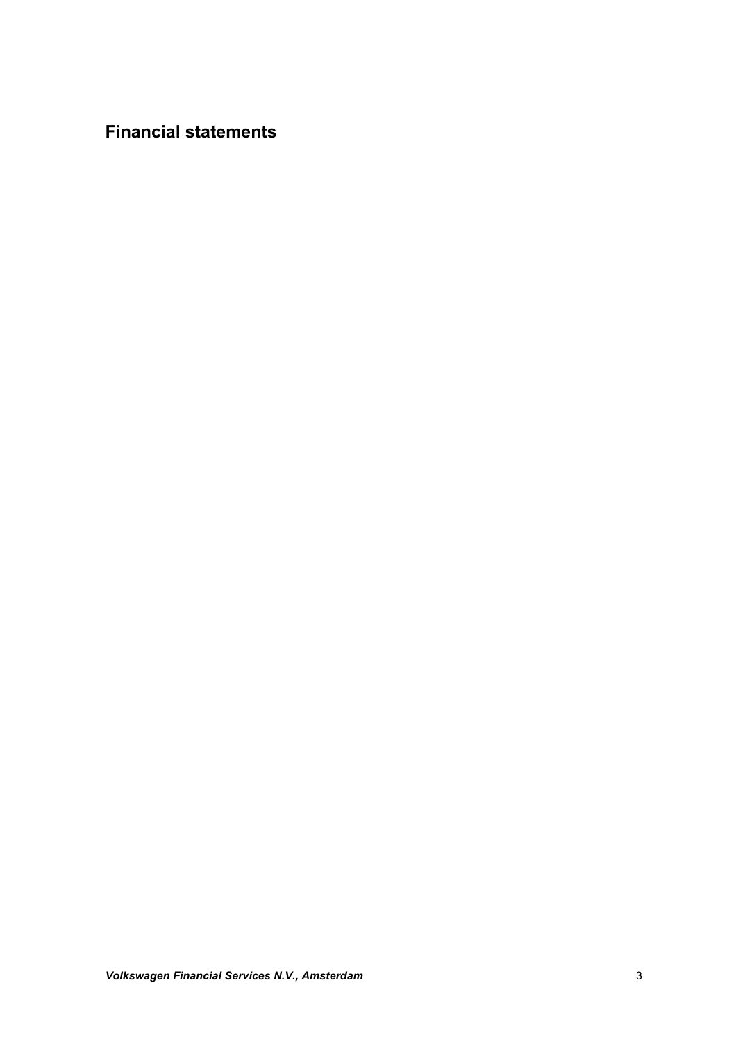# Financial statements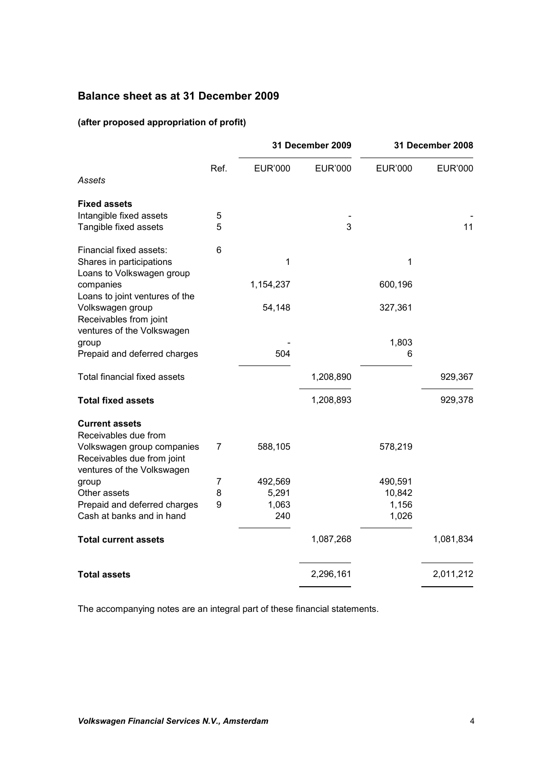## Balance sheet as at 31 December 2009

### (after proposed appropriation of profit)

| | | 31 December 2009 | | 31 December 2008 | |
|---|---|---|---|---|---|
| | Ref. | EUR'000 | EUR'000 | EUR'000 | EUR'000 |
| *Assets* | | | | | |
| **Fixed assets** | | | | | |
| Intangible fixed assets | 5 | | - | | - |
| Tangible fixed assets | 5 | | 3 | | 11 |
| Financial fixed assets: | 6 | | | | |
| Shares in participations | | 1 | | 1 | |
| Loans to Volkswagen group companies | | 1,154,237 | | 600,196 | |
| Loans to joint ventures of the Volkswagen group | | 54,148 | | 327,361 | |
| Receivables from joint ventures of the Volkswagen group | | - | | 1,803 | |
| Prepaid and deferred charges | | 504 | | 6 | |
| Total financial fixed assets | | | 1,208,890 | | 929,367 |
| **Total fixed assets** | | | 1,208,893 | | 929,378 |
| **Current assets** | | | | | |
| Receivables due from Volkswagen group companies | 7 | 588,105 | | 578,219 | |
| Receivables due from joint ventures of the Volkswagen group | 7 | 492,569 | | 490,591 | |
| Other assets | 8 | 5,291 | | 10,842 | |
| Prepaid and deferred charges | 9 | 1,063 | | 1,156 | |
| Cash at banks and in hand | | 240 | | 1,026 | |
| **Total current assets** | | | 1,087,268 | | 1,081,834 |
| **Total assets** | | | 2,296,161 | | 2,011,212 |

The accompanying notes are an integral part of these financial statements.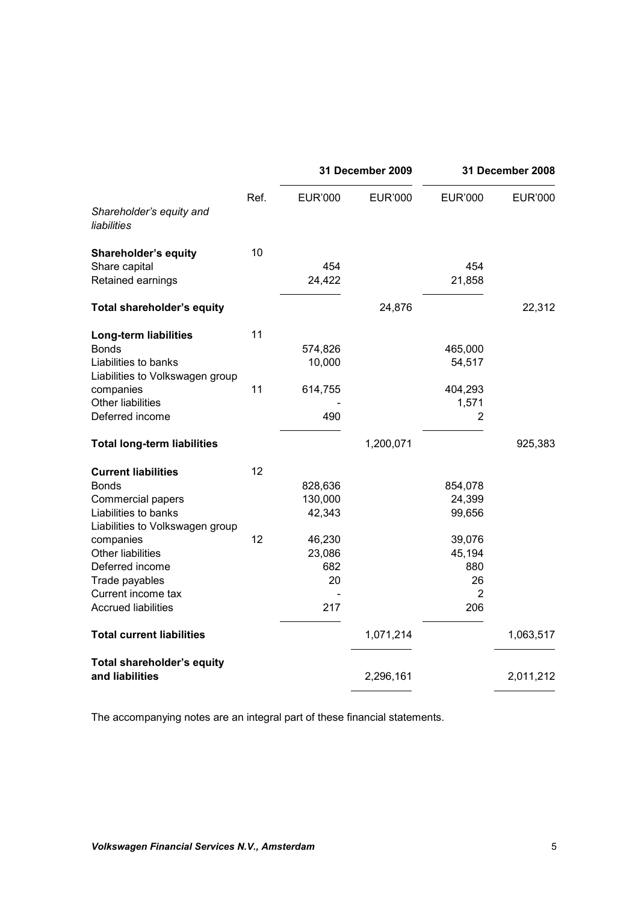| | Ref. | 31 December 2009 | | 31 December 2008 | |
|---|---|---|---|---|---|
| | | EUR'000 | EUR'000 | EUR'000 | EUR'000 |
| *Shareholder's equity and liabilities* | | | | | |
| **Shareholder's equity** | 10 | | | | |
| Share capital | | 454 | | 454 | |
| Retained earnings | | 24,422 | | 21,858 | |
| **Total shareholder's equity** | | | 24,876 | | 22,312 |
| **Long-term liabilities** | 11 | | | | |
| Bonds | | 574,826 | | 465,000 | |
| Liabilities to banks | | 10,000 | | 54,517 | |
| Liabilities to Volkswagen group companies | 11 | 614,755 | | 404,293 | |
| Other liabilities | | - | | 1,571 | |
| Deferred income | | 490 | | 2 | |
| **Total long-term liabilities** | | | 1,200,071 | | 925,383 |
| **Current liabilities** | 12 | | | | |
| Bonds | | 828,636 | | 854,078 | |
| Commercial papers | | 130,000 | | 24,399 | |
| Liabilities to banks | | 42,343 | | 99,656 | |
| Liabilities to Volkswagen group companies | 12 | 46,230 | | 39,076 | |
| Other liabilities | | 23,086 | | 45,194 | |
| Deferred income | | 682 | | 880 | |
| Trade payables | | 20 | | 26 | |
| Current income tax | | - | | 2 | |
| Accrued liabilities | | 217 | | 206 | |
| **Total current liabilities** | | | 1,071,214 | | 1,063,517 |
| **Total shareholder's equity and liabilities** | | | 2,296,161 | | 2,011,212 |

The accompanying notes are an integral part of these financial statements.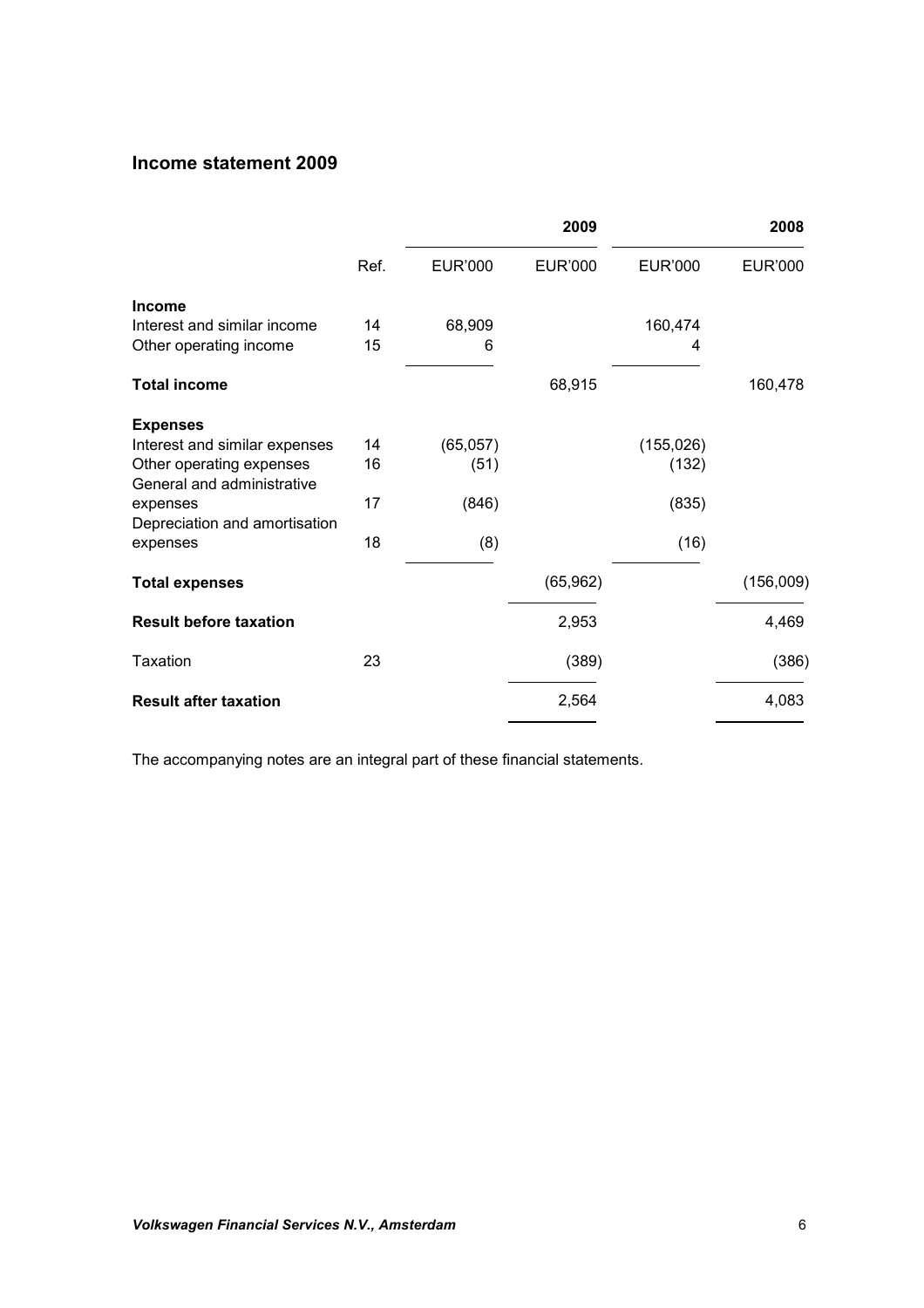## Income statement 2009

| | | | 2009 | | 2008 |
|---|---|---|---|---|---|
| | Ref. | EUR'000 | EUR'000 | EUR'000 | EUR'000 |
| **Income** | | | | | |
| Interest and similar income | 14 | 68,909 | | 160,474 | |
| Other operating income | 15 | 6 | | 4 | |
| **Total income** | | | 68,915 | | 160,478 |
| **Expenses** | | | | | |
| Interest and similar expenses | 14 | (65,057) | | (155,026) | |
| Other operating expenses | 16 | (51) | | (132) | |
| General and administrative expenses | 17 | (846) | | (835) | |
| Depreciation and amortisation expenses | 18 | (8) | | (16) | |
| **Total expenses** | | | (65,962) | | (156,009) |
| **Result before taxation** | | | 2,953 | | 4,469 |
| Taxation | 23 | | (389) | | (386) |
| **Result after taxation** | | | 2,564 | | 4,083 |

The accompanying notes are an integral part of these financial statements.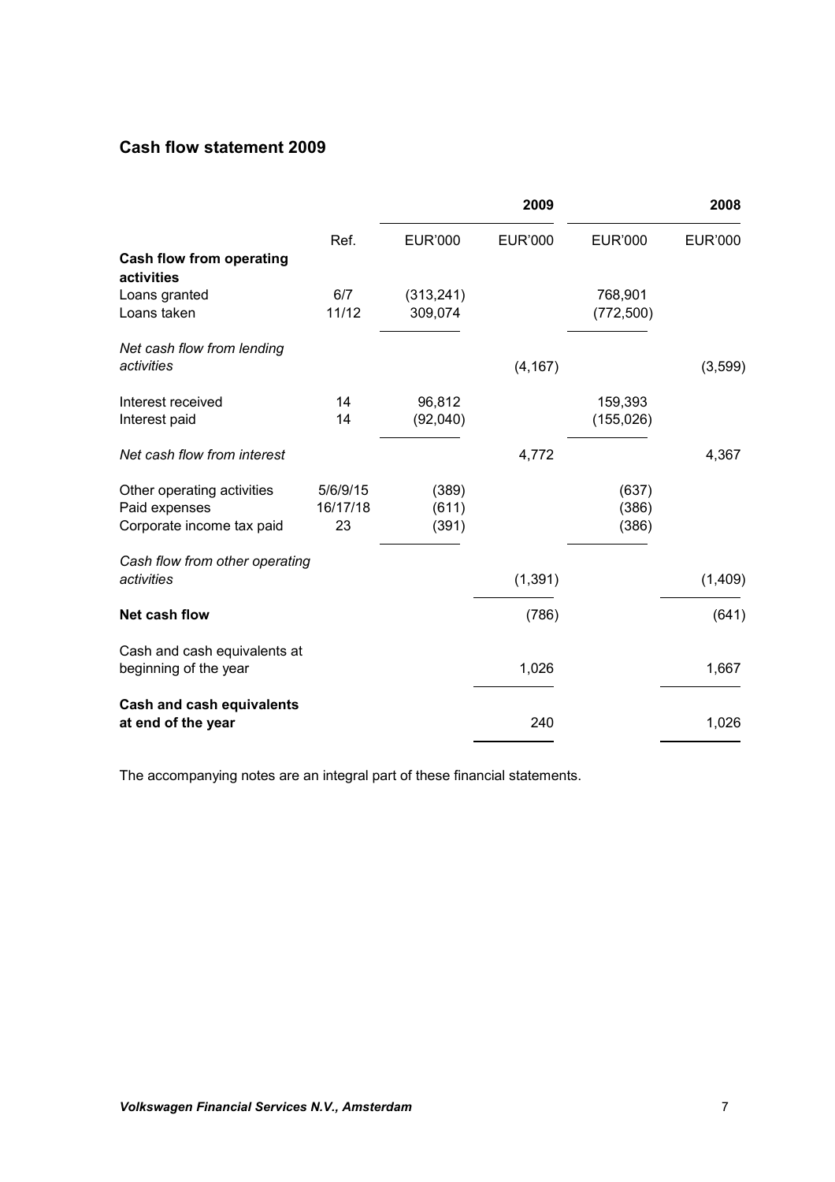## Cash flow statement 2009

| | | | 2009 | | 2008 |
|---|---|---|---|---|---|
| | Ref. | EUR'000 | EUR'000 | EUR'000 | EUR'000 |
| **Cash flow from operating activities** | | | | | |
| Loans granted | 6/7 | (313,241) | | 768,901 | |
| Loans taken | 11/12 | 309,074 | | (772,500) | |
| *Net cash flow from lending activities* | | | (4,167) | | (3,599) |
| Interest received | 14 | 96,812 | | 159,393 | |
| Interest paid | 14 | (92,040) | | (155,026) | |
| *Net cash flow from interest* | | | 4,772 | | 4,367 |
| Other operating activities | 5/6/9/15 | (389) | | (637) | |
| Paid expenses | 16/17/18 | (611) | | (386) | |
| Corporate income tax paid | 23 | (391) | | (386) | |
| *Cash flow from other operating activities* | | | (1,391) | | (1,409) |
| **Net cash flow** | | | (786) | | (641) |
| Cash and cash equivalents at beginning of the year | | | 1,026 | | 1,667 |
| **Cash and cash equivalents at end of the year** | | | 240 | | 1,026 |

The accompanying notes are an integral part of these financial statements.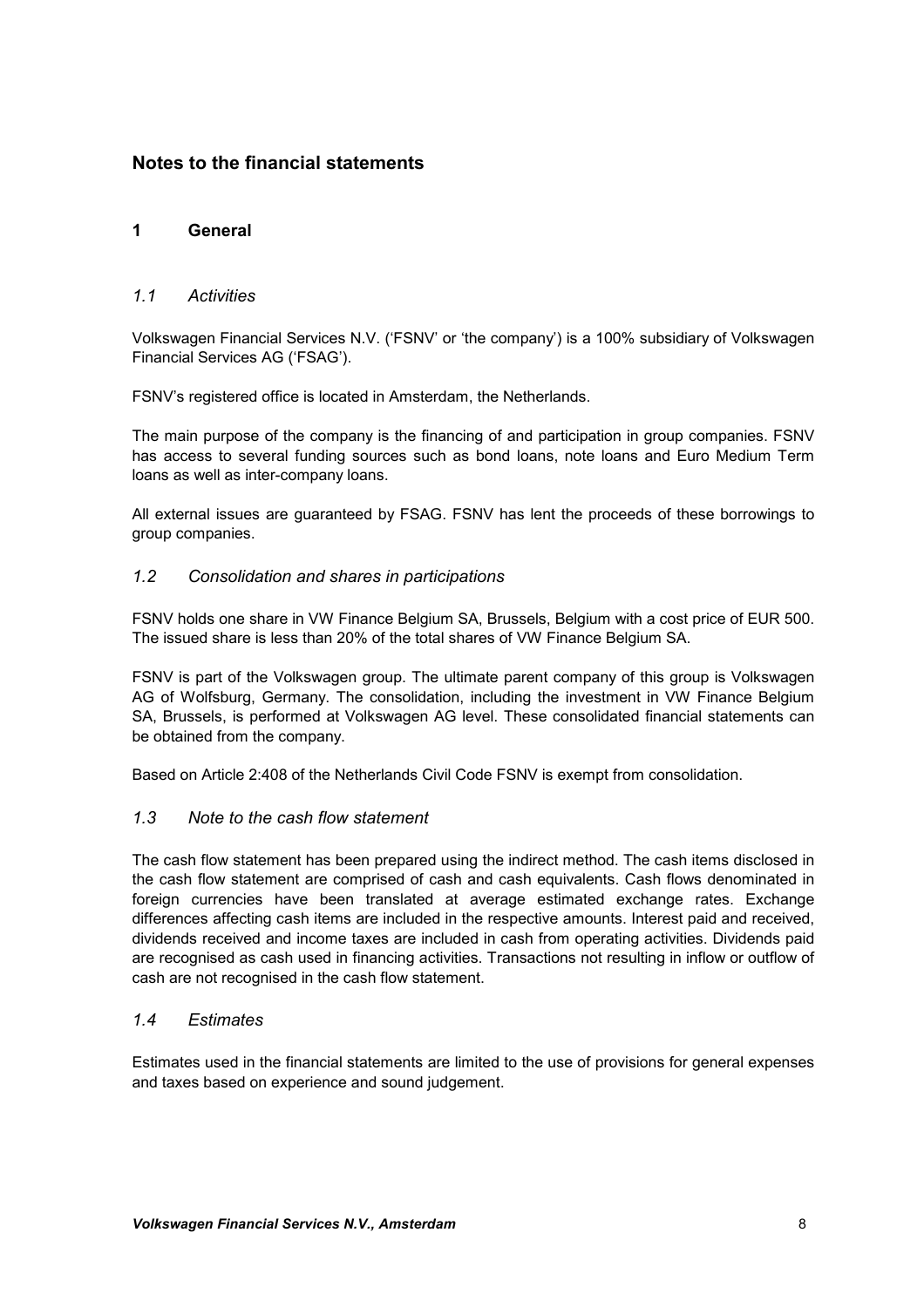# Notes to the financial statements

## 1 General

### *1.1 Activities*

Volkswagen Financial Services N.V. ('FSNV' or 'the company') is a 100% subsidiary of Volkswagen Financial Services AG ('FSAG').

FSNV's registered office is located in Amsterdam, the Netherlands.

The main purpose of the company is the financing of and participation in group companies. FSNV has access to several funding sources such as bond loans, note loans and Euro Medium Term loans as well as inter-company loans.

All external issues are guaranteed by FSAG. FSNV has lent the proceeds of these borrowings to group companies.

### *1.2 Consolidation and shares in participations*

FSNV holds one share in VW Finance Belgium SA, Brussels, Belgium with a cost price of EUR 500. The issued share is less than 20% of the total shares of VW Finance Belgium SA.

FSNV is part of the Volkswagen group. The ultimate parent company of this group is Volkswagen AG of Wolfsburg, Germany. The consolidation, including the investment in VW Finance Belgium SA, Brussels, is performed at Volkswagen AG level. These consolidated financial statements can be obtained from the company.

Based on Article 2:408 of the Netherlands Civil Code FSNV is exempt from consolidation.

### *1.3 Note to the cash flow statement*

The cash flow statement has been prepared using the indirect method. The cash items disclosed in the cash flow statement are comprised of cash and cash equivalents. Cash flows denominated in foreign currencies have been translated at average estimated exchange rates. Exchange differences affecting cash items are included in the respective amounts. Interest paid and received, dividends received and income taxes are included in cash from operating activities. Dividends paid are recognised as cash used in financing activities. Transactions not resulting in inflow or outflow of cash are not recognised in the cash flow statement.

### *1.4 Estimates*

Estimates used in the financial statements are limited to the use of provisions for general expenses and taxes based on experience and sound judgement.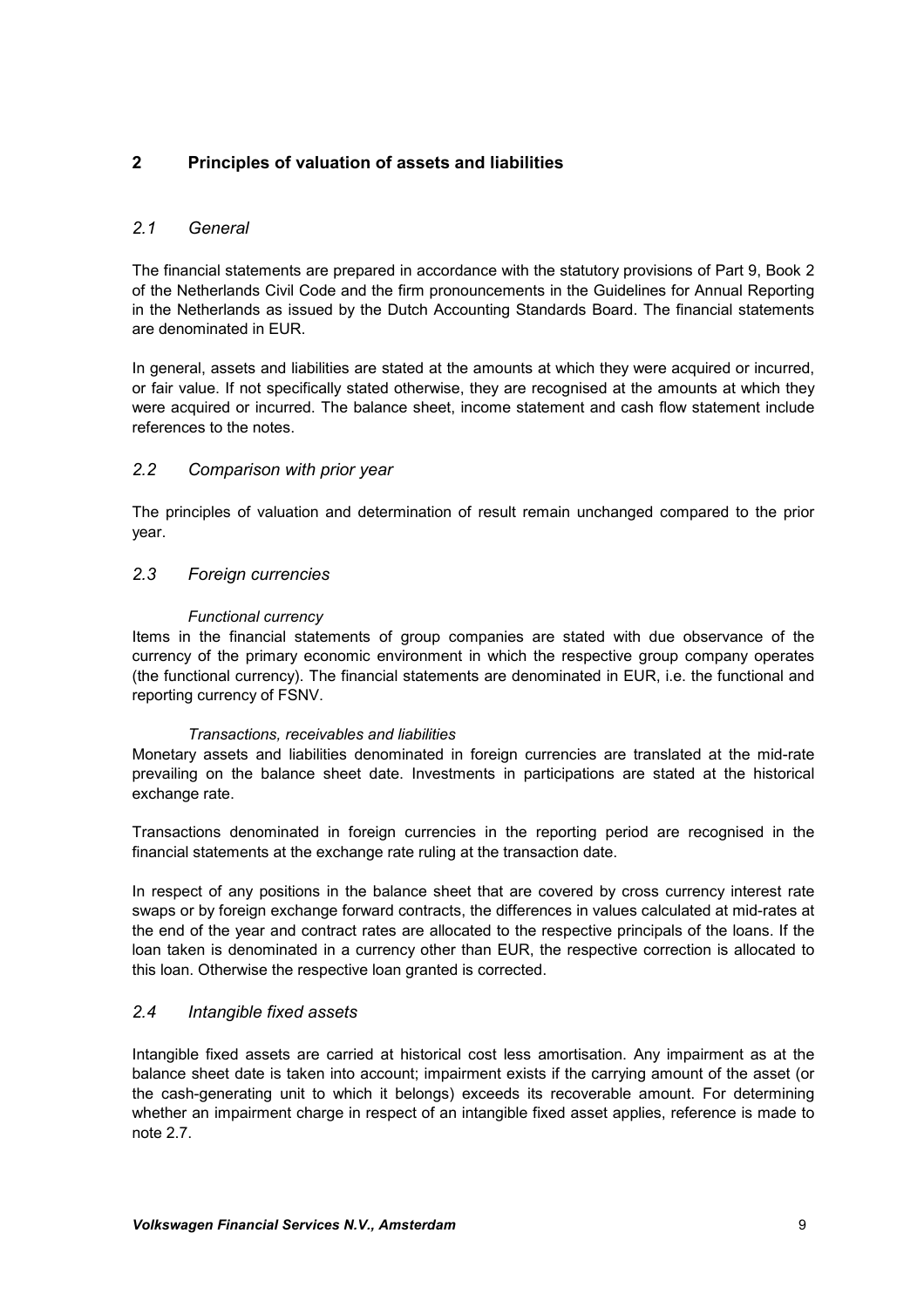## 2 Principles of valuation of assets and liabilities

### *2.1 General*

The financial statements are prepared in accordance with the statutory provisions of Part 9, Book 2 of the Netherlands Civil Code and the firm pronouncements in the Guidelines for Annual Reporting in the Netherlands as issued by the Dutch Accounting Standards Board. The financial statements are denominated in EUR.

In general, assets and liabilities are stated at the amounts at which they were acquired or incurred, or fair value. If not specifically stated otherwise, they are recognised at the amounts at which they were acquired or incurred. The balance sheet, income statement and cash flow statement include references to the notes.

### *2.2 Comparison with prior year*

The principles of valuation and determination of result remain unchanged compared to the prior year.

### *2.3 Foreign currencies*

*Functional currency*

Items in the financial statements of group companies are stated with due observance of the currency of the primary economic environment in which the respective group company operates (the functional currency). The financial statements are denominated in EUR, i.e. the functional and reporting currency of FSNV.

*Transactions, receivables and liabilities*

Monetary assets and liabilities denominated in foreign currencies are translated at the mid-rate prevailing on the balance sheet date. Investments in participations are stated at the historical exchange rate.

Transactions denominated in foreign currencies in the reporting period are recognised in the financial statements at the exchange rate ruling at the transaction date.

In respect of any positions in the balance sheet that are covered by cross currency interest rate swaps or by foreign exchange forward contracts, the differences in values calculated at mid-rates at the end of the year and contract rates are allocated to the respective principals of the loans. If the loan taken is denominated in a currency other than EUR, the respective correction is allocated to this loan. Otherwise the respective loan granted is corrected.

### *2.4 Intangible fixed assets*

Intangible fixed assets are carried at historical cost less amortisation. Any impairment as at the balance sheet date is taken into account; impairment exists if the carrying amount of the asset (or the cash-generating unit to which it belongs) exceeds its recoverable amount. For determining whether an impairment charge in respect of an intangible fixed asset applies, reference is made to note 2.7.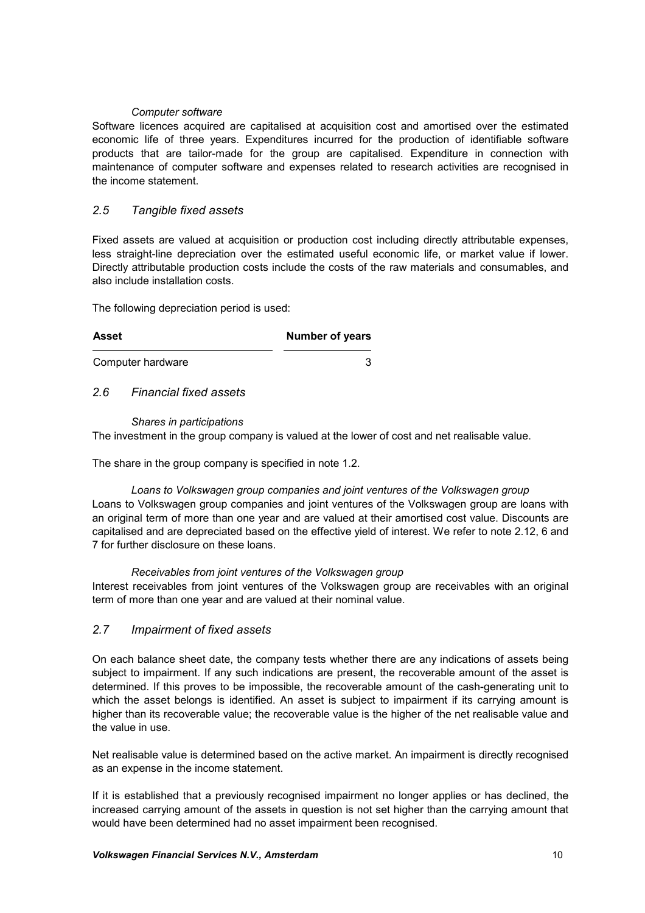*Computer software*

Software licences acquired are capitalised at acquisition cost and amortised over the estimated economic life of three years. Expenditures incurred for the production of identifiable software products that are tailor-made for the group are capitalised. Expenditure in connection with maintenance of computer software and expenses related to research activities are recognised in the income statement.

## *2.5 Tangible fixed assets*

Fixed assets are valued at acquisition or production cost including directly attributable expenses, less straight-line depreciation over the estimated useful economic life, or market value if lower. Directly attributable production costs include the costs of the raw materials and consumables, and also include installation costs.

The following depreciation period is used:

| **Asset** | **Number of years** |
|---|---|
| Computer hardware | 3 |

## *2.6 Financial fixed assets*

*Shares in participations*

The investment in the group company is valued at the lower of cost and net realisable value.

The share in the group company is specified in note 1.2.

*Loans to Volkswagen group companies and joint ventures of the Volkswagen group*

Loans to Volkswagen group companies and joint ventures of the Volkswagen group are loans with an original term of more than one year and are valued at their amortised cost value. Discounts are capitalised and are depreciated based on the effective yield of interest. We refer to note 2.12, 6 and 7 for further disclosure on these loans.

*Receivables from joint ventures of the Volkswagen group*

Interest receivables from joint ventures of the Volkswagen group are receivables with an original term of more than one year and are valued at their nominal value.

## *2.7 Impairment of fixed assets*

On each balance sheet date, the company tests whether there are any indications of assets being subject to impairment. If any such indications are present, the recoverable amount of the asset is determined. If this proves to be impossible, the recoverable amount of the cash-generating unit to which the asset belongs is identified. An asset is subject to impairment if its carrying amount is higher than its recoverable value; the recoverable value is the higher of the net realisable value and the value in use.

Net realisable value is determined based on the active market. An impairment is directly recognised as an expense in the income statement.

If it is established that a previously recognised impairment no longer applies or has declined, the increased carrying amount of the assets in question is not set higher than the carrying amount that would have been determined had no asset impairment been recognised.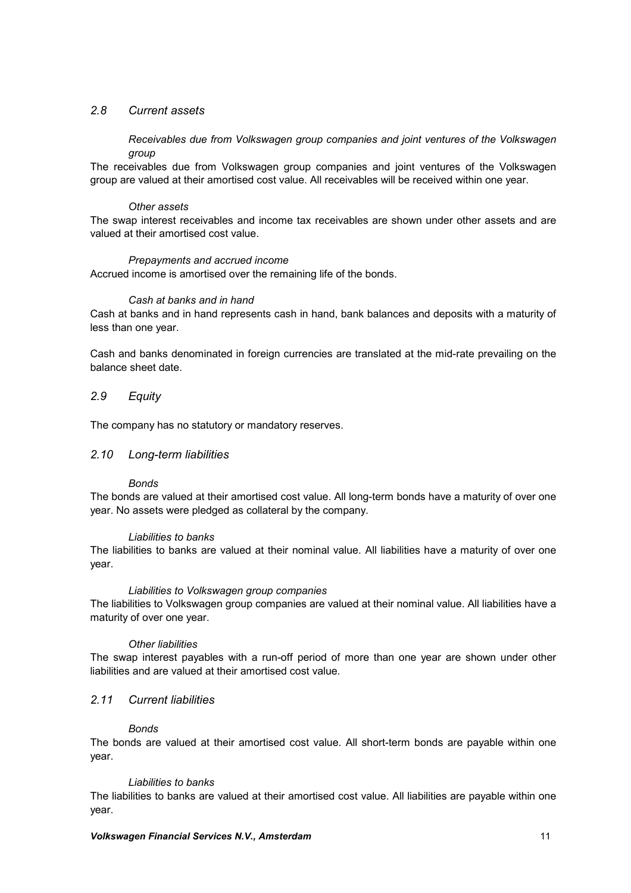### *2.8 Current assets*

*Receivables due from Volkswagen group companies and joint ventures of the Volkswagen group*

The receivables due from Volkswagen group companies and joint ventures of the Volkswagen group are valued at their amortised cost value. All receivables will be received within one year.

*Other assets*

The swap interest receivables and income tax receivables are shown under other assets and are valued at their amortised cost value.

*Prepayments and accrued income*

Accrued income is amortised over the remaining life of the bonds.

*Cash at banks and in hand*

Cash at banks and in hand represents cash in hand, bank balances and deposits with a maturity of less than one year.

Cash and banks denominated in foreign currencies are translated at the mid-rate prevailing on the balance sheet date.

### *2.9 Equity*

The company has no statutory or mandatory reserves.

### *2.10 Long-term liabilities*

*Bonds*

The bonds are valued at their amortised cost value. All long-term bonds have a maturity of over one year. No assets were pledged as collateral by the company.

*Liabilities to banks*

The liabilities to banks are valued at their nominal value. All liabilities have a maturity of over one year.

*Liabilities to Volkswagen group companies*

The liabilities to Volkswagen group companies are valued at their nominal value. All liabilities have a maturity of over one year.

*Other liabilities*

The swap interest payables with a run-off period of more than one year are shown under other liabilities and are valued at their amortised cost value.

### *2.11 Current liabilities*

*Bonds*

The bonds are valued at their amortised cost value. All short-term bonds are payable within one year.

*Liabilities to banks*

The liabilities to banks are valued at their amortised cost value. All liabilities are payable within one year.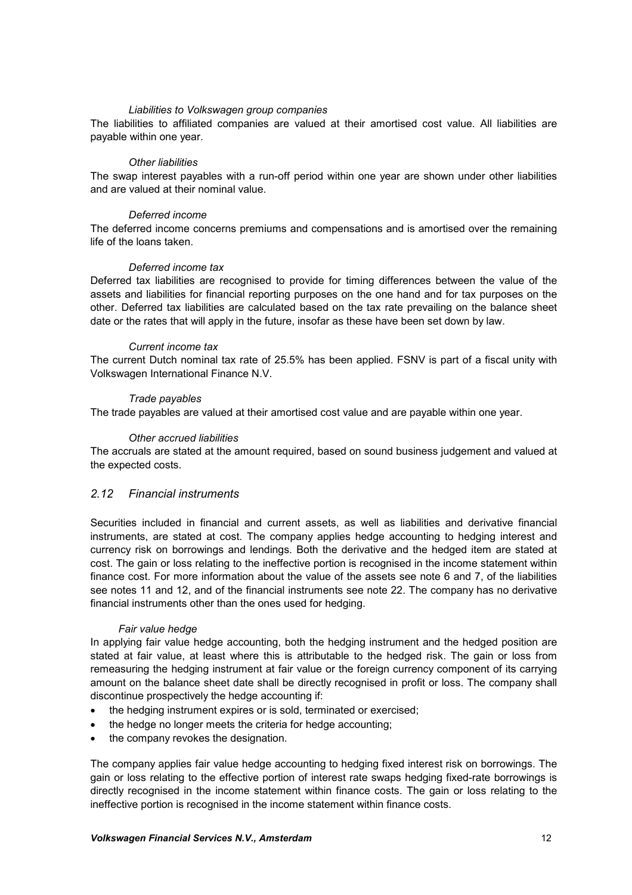*Liabilities to Volkswagen group companies*

The liabilities to affiliated companies are valued at their amortised cost value. All liabilities are payable within one year.

*Other liabilities*

The swap interest payables with a run-off period within one year are shown under other liabilities and are valued at their nominal value.

*Deferred income*

The deferred income concerns premiums and compensations and is amortised over the remaining life of the loans taken.

*Deferred income tax*

Deferred tax liabilities are recognised to provide for timing differences between the value of the assets and liabilities for financial reporting purposes on the one hand and for tax purposes on the other. Deferred tax liabilities are calculated based on the tax rate prevailing on the balance sheet date or the rates that will apply in the future, insofar as these have been set down by law.

*Current income tax*

The current Dutch nominal tax rate of 25.5% has been applied. FSNV is part of a fiscal unity with Volkswagen International Finance N.V.

*Trade payables*

The trade payables are valued at their amortised cost value and are payable within one year.

*Other accrued liabilities*

The accruals are stated at the amount required, based on sound business judgement and valued at the expected costs.

## *2.12 Financial instruments*

Securities included in financial and current assets, as well as liabilities and derivative financial instruments, are stated at cost. The company applies hedge accounting to hedging interest and currency risk on borrowings and lendings. Both the derivative and the hedged item are stated at cost. The gain or loss relating to the ineffective portion is recognised in the income statement within finance cost. For more information about the value of the assets see note 6 and 7, of the liabilities see notes 11 and 12, and of the financial instruments see note 22. The company has no derivative financial instruments other than the ones used for hedging.

*Fair value hedge*

In applying fair value hedge accounting, both the hedging instrument and the hedged position are stated at fair value, at least where this is attributable to the hedged risk. The gain or loss from remeasuring the hedging instrument at fair value or the foreign currency component of its carrying amount on the balance sheet date shall be directly recognised in profit or loss. The company shall discontinue prospectively the hedge accounting if:

- the hedging instrument expires or is sold, terminated or exercised;
- the hedge no longer meets the criteria for hedge accounting;
- the company revokes the designation.

The company applies fair value hedge accounting to hedging fixed interest risk on borrowings. The gain or loss relating to the effective portion of interest rate swaps hedging fixed-rate borrowings is directly recognised in the income statement within finance costs. The gain or loss relating to the ineffective portion is recognised in the income statement within finance costs.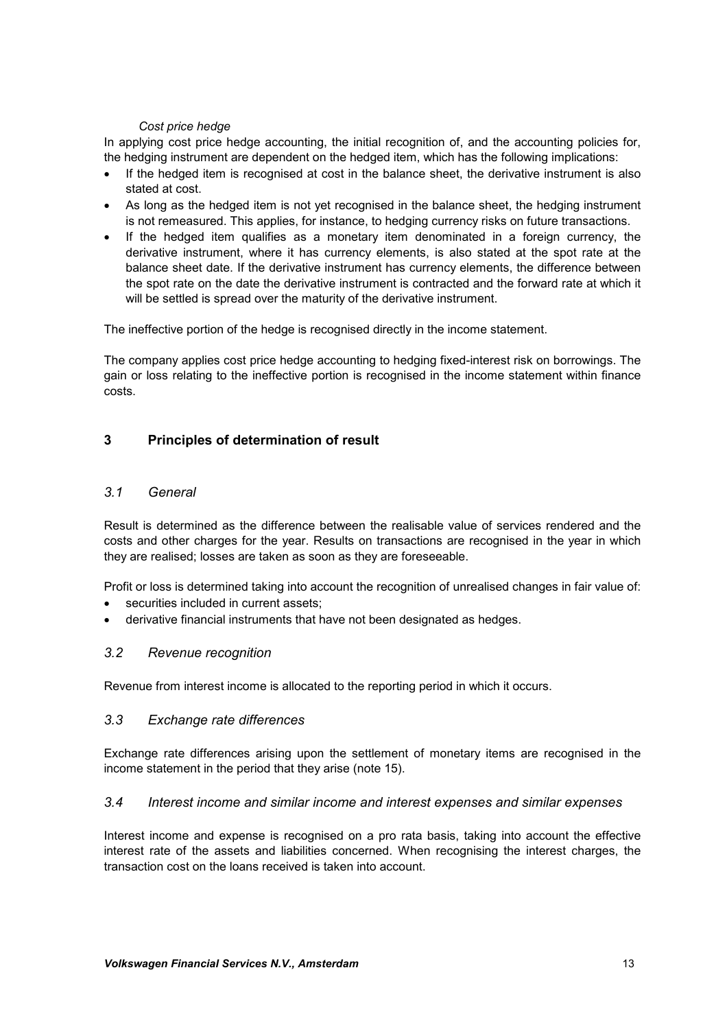*Cost price hedge*

In applying cost price hedge accounting, the initial recognition of, and the accounting policies for, the hedging instrument are dependent on the hedged item, which has the following implications:

- If the hedged item is recognised at cost in the balance sheet, the derivative instrument is also stated at cost.
- As long as the hedged item is not yet recognised in the balance sheet, the hedging instrument is not remeasured. This applies, for instance, to hedging currency risks on future transactions.
- If the hedged item qualifies as a monetary item denominated in a foreign currency, the derivative instrument, where it has currency elements, is also stated at the spot rate at the balance sheet date. If the derivative instrument has currency elements, the difference between the spot rate on the date the derivative instrument is contracted and the forward rate at which it will be settled is spread over the maturity of the derivative instrument.

The ineffective portion of the hedge is recognised directly in the income statement.

The company applies cost price hedge accounting to hedging fixed-interest risk on borrowings. The gain or loss relating to the ineffective portion is recognised in the income statement within finance costs.

## 3 Principles of determination of result

### *3.1 General*

Result is determined as the difference between the realisable value of services rendered and the costs and other charges for the year. Results on transactions are recognised in the year in which they are realised; losses are taken as soon as they are foreseeable.

Profit or loss is determined taking into account the recognition of unrealised changes in fair value of:

- securities included in current assets;
- derivative financial instruments that have not been designated as hedges.

### *3.2 Revenue recognition*

Revenue from interest income is allocated to the reporting period in which it occurs.

### *3.3 Exchange rate differences*

Exchange rate differences arising upon the settlement of monetary items are recognised in the income statement in the period that they arise (note 15).

### *3.4 Interest income and similar income and interest expenses and similar expenses*

Interest income and expense is recognised on a pro rata basis, taking into account the effective interest rate of the assets and liabilities concerned. When recognising the interest charges, the transaction cost on the loans received is taken into account.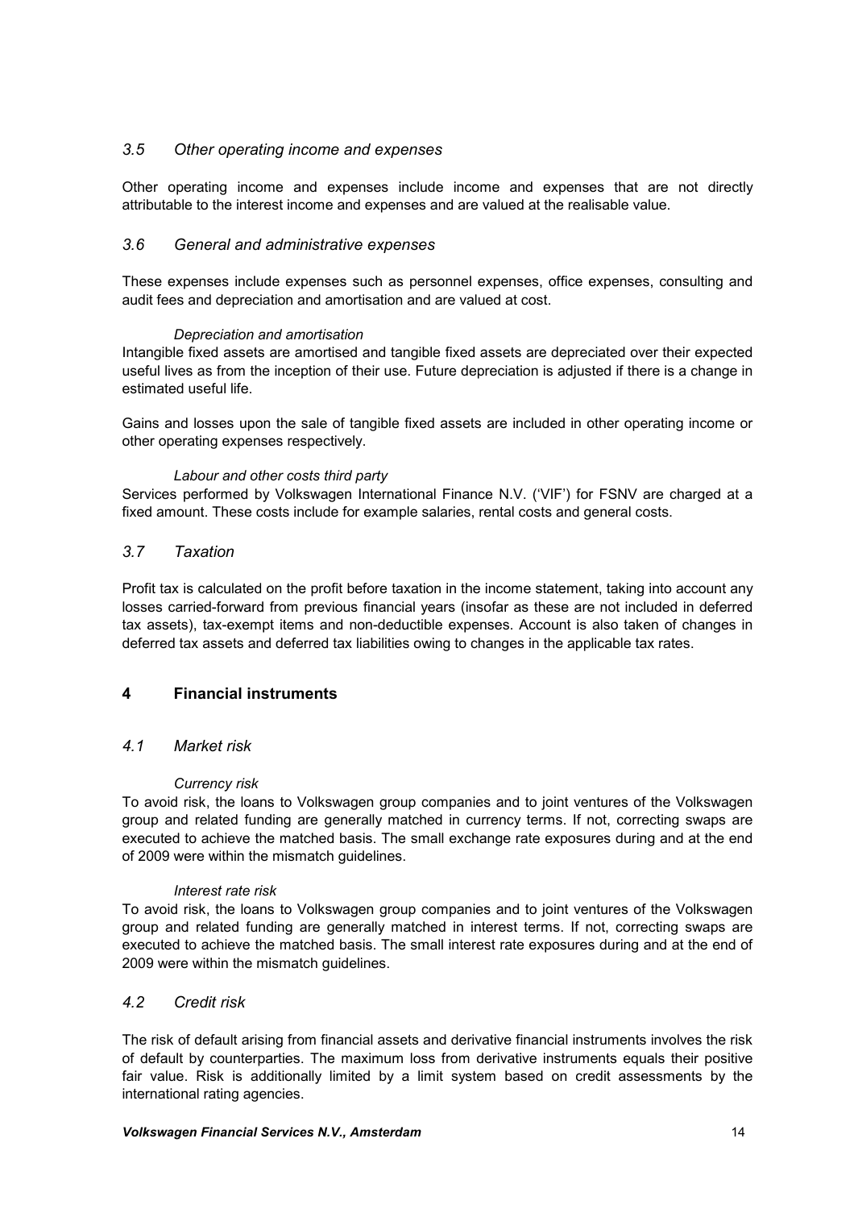### *3.5 Other operating income and expenses*

Other operating income and expenses include income and expenses that are not directly attributable to the interest income and expenses and are valued at the realisable value.

### *3.6 General and administrative expenses*

These expenses include expenses such as personnel expenses, office expenses, consulting and audit fees and depreciation and amortisation and are valued at cost.

*Depreciation and amortisation*

Intangible fixed assets are amortised and tangible fixed assets are depreciated over their expected useful lives as from the inception of their use. Future depreciation is adjusted if there is a change in estimated useful life.

Gains and losses upon the sale of tangible fixed assets are included in other operating income or other operating expenses respectively.

*Labour and other costs third party*

Services performed by Volkswagen International Finance N.V. ('VIF') for FSNV are charged at a fixed amount. These costs include for example salaries, rental costs and general costs.

### *3.7 Taxation*

Profit tax is calculated on the profit before taxation in the income statement, taking into account any losses carried-forward from previous financial years (insofar as these are not included in deferred tax assets), tax-exempt items and non-deductible expenses. Account is also taken of changes in deferred tax assets and deferred tax liabilities owing to changes in the applicable tax rates.

## 4 Financial instruments

### *4.1 Market risk*

*Currency risk*

To avoid risk, the loans to Volkswagen group companies and to joint ventures of the Volkswagen group and related funding are generally matched in currency terms. If not, correcting swaps are executed to achieve the matched basis. The small exchange rate exposures during and at the end of 2009 were within the mismatch guidelines.

*Interest rate risk*

To avoid risk, the loans to Volkswagen group companies and to joint ventures of the Volkswagen group and related funding are generally matched in interest terms. If not, correcting swaps are executed to achieve the matched basis. The small interest rate exposures during and at the end of 2009 were within the mismatch guidelines.

### *4.2 Credit risk*

The risk of default arising from financial assets and derivative financial instruments involves the risk of default by counterparties. The maximum loss from derivative instruments equals their positive fair value. Risk is additionally limited by a limit system based on credit assessments by the international rating agencies.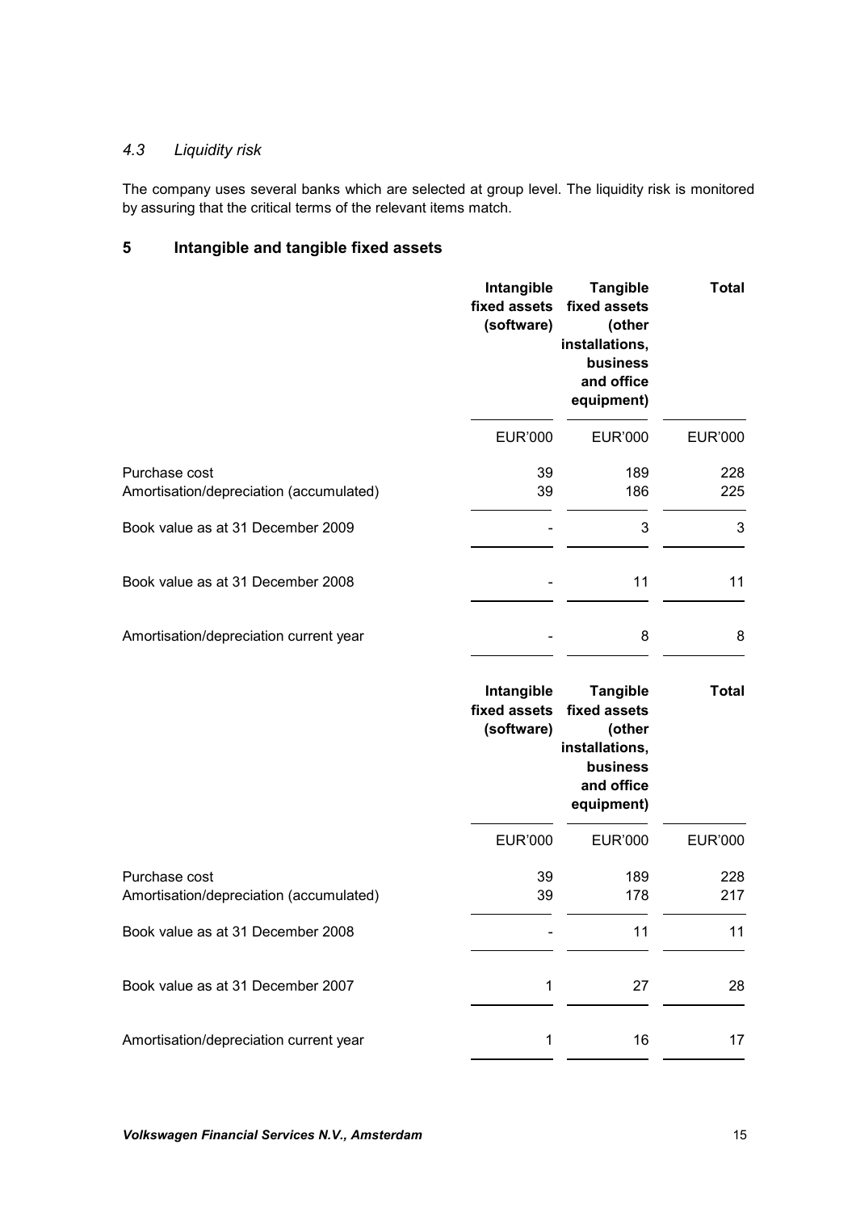### *4.3 Liquidity risk*

The company uses several banks which are selected at group level. The liquidity risk is monitored by assuring that the critical terms of the relevant items match.

## 5 Intangible and tangible fixed assets

| | Intangible fixed assets (software) | Tangible fixed assets (other installations, business and office equipment) | Total |
|---|---|---|---|
| | EUR'000 | EUR'000 | EUR'000 |
| Purchase cost | 39 | 189 | 228 |
| Amortisation/depreciation (accumulated) | 39 | 186 | 225 |
| Book value as at 31 December 2009 | - | 3 | 3 |
| Book value as at 31 December 2008 | - | 11 | 11 |
| Amortisation/depreciation current year | - | 8 | 8 |

| | Intangible fixed assets (software) | Tangible fixed assets (other installations, business and office equipment) | Total |
|---|---|---|---|
| | EUR'000 | EUR'000 | EUR'000 |
| Purchase cost | 39 | 189 | 228 |
| Amortisation/depreciation (accumulated) | 39 | 178 | 217 |
| Book value as at 31 December 2008 | - | 11 | 11 |
| Book value as at 31 December 2007 | 1 | 27 | 28 |
| Amortisation/depreciation current year | 1 | 16 | 17 |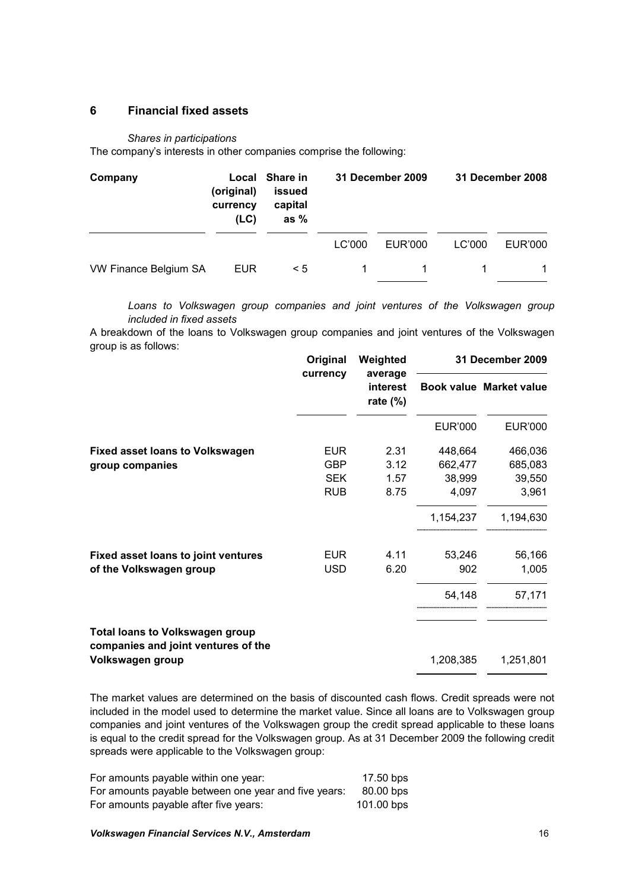## 6 Financial fixed assets

*Shares in participations*

The company's interests in other companies comprise the following:

| Company | Local (original) currency (LC) | Share in issued capital as % | 31 December 2009 | | 31 December 2008 | |
|---|---|---|---|---|---|---|
| | | | LC'000 | EUR'000 | LC'000 | EUR'000 |
| VW Finance Belgium SA | EUR | < 5 | 1 | 1 | 1 | 1 |

*Loans to Volkswagen group companies and joint ventures of the Volkswagen group included in fixed assets*

A breakdown of the loans to Volkswagen group companies and joint ventures of the Volkswagen group is as follows:

| | Original currency | Weighted average interest rate (%) | 31 December 2009 | |
|---|---|---|---|---|
| | | | Book value | Market value |
| | | | EUR'000 | EUR'000 |
| **Fixed asset loans to Volkswagen group companies** | EUR | 2.31 | 448,664 | 466,036 |
| | GBP | 3.12 | 662,477 | 685,083 |
| | SEK | 1.57 | 38,999 | 39,550 |
| | RUB | 8.75 | 4,097 | 3,961 |
| | | | 1,154,237 | 1,194,630 |
| **Fixed asset loans to joint ventures of the Volkswagen group** | EUR | 4.11 | 53,246 | 56,166 |
| | USD | 6.20 | 902 | 1,005 |
| | | | 54,148 | 57,171 |
| **Total loans to Volkswagen group companies and joint ventures of the Volkswagen group** | | | 1,208,385 | 1,251,801 |

The market values are determined on the basis of discounted cash flows. Credit spreads were not included in the model used to determine the market value. Since all loans are to Volkswagen group companies and joint ventures of the Volkswagen group the credit spread applicable to these loans is equal to the credit spread for the Volkswagen group. As at 31 December 2009 the following credit spreads were applicable to the Volkswagen group:

| | |
|---|---|
| For amounts payable within one year: | 17.50 bps |
| For amounts payable between one year and five years: | 80.00 bps |
| For amounts payable after five years: | 101.00 bps |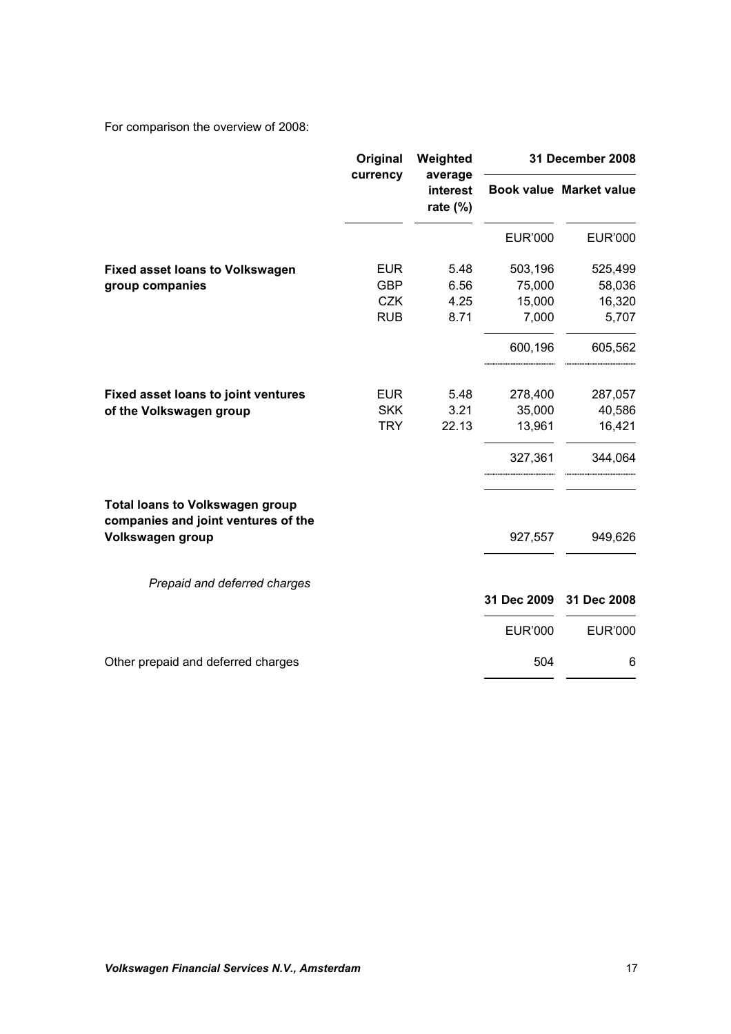For comparison the overview of 2008:

| | Original currency | Weighted average interest rate (%) | 31 December 2008 | |
|---|---|---|---|---|
| | | | Book value | Market value |
| | | | EUR'000 | EUR'000 |
| **Fixed asset loans to Volkswagen group companies** | EUR | 5.48 | 503,196 | 525,499 |
| | GBP | 6.56 | 75,000 | 58,036 |
| | CZK | 4.25 | 15,000 | 16,320 |
| | RUB | 8.71 | 7,000 | 5,707 |
| | | | 600,196 | 605,562 |
| **Fixed asset loans to joint ventures of the Volkswagen group** | EUR | 5.48 | 278,400 | 287,057 |
| | SKK | 3.21 | 35,000 | 40,586 |
| | TRY | 22.13 | 13,961 | 16,421 |
| | | | 327,361 | 344,064 |
| **Total loans to Volkswagen group companies and joint ventures of the Volkswagen group** | | | 927,557 | 949,626 |

*Prepaid and deferred charges*

| | 31 Dec 2009 | 31 Dec 2008 |
|---|---|---|
| | EUR'000 | EUR'000 |
| Other prepaid and deferred charges | 504 | 6 |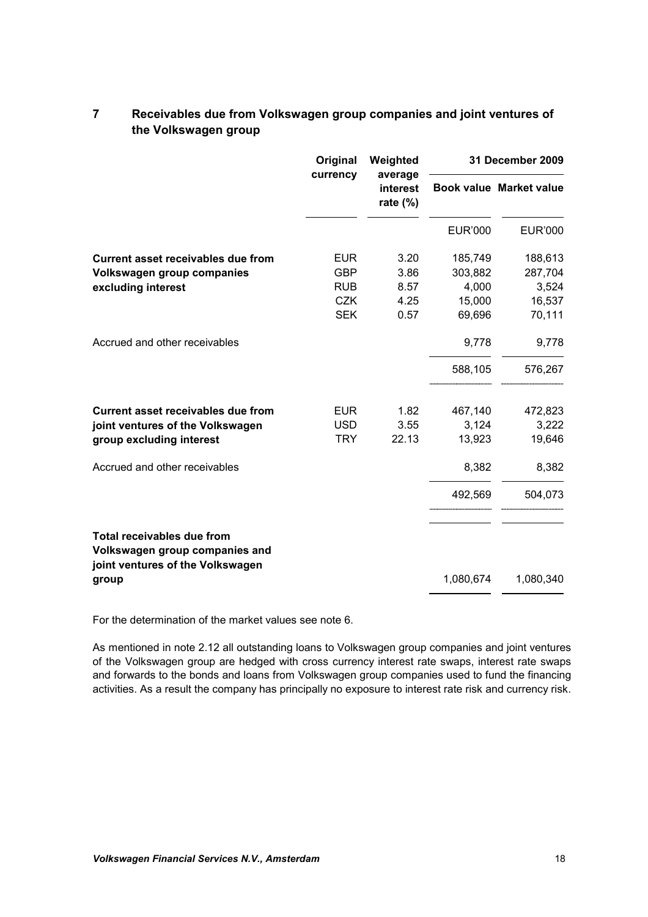## 7 Receivables due from Volkswagen group companies and joint ventures of the Volkswagen group

| | Original currency | Weighted average interest rate (%) | 31 December 2009 | |
|---|---|---|---|---|
| | | | Book value | Market value |
| | | | EUR'000 | EUR'000 |
| **Current asset receivables due from Volkswagen group companies excluding interest** | EUR | 3.20 | 185,749 | 188,613 |
| | GBP | 3.86 | 303,882 | 287,704 |
| | RUB | 8.57 | 4,000 | 3,524 |
| | CZK | 4.25 | 15,000 | 16,537 |
| | SEK | 0.57 | 69,696 | 70,111 |
| Accrued and other receivables | | | 9,778 | 9,778 |
| | | | 588,105 | 576,267 |
| **Current asset receivables due from joint ventures of the Volkswagen group excluding interest** | EUR | 1.82 | 467,140 | 472,823 |
| | USD | 3.55 | 3,124 | 3,222 |
| | TRY | 22.13 | 13,923 | 19,646 |
| Accrued and other receivables | | | 8,382 | 8,382 |
| | | | 492,569 | 504,073 |
| **Total receivables due from Volkswagen group companies and joint ventures of the Volkswagen group** | | | 1,080,674 | 1,080,340 |

For the determination of the market values see note 6.

As mentioned in note 2.12 all outstanding loans to Volkswagen group companies and joint ventures of the Volkswagen group are hedged with cross currency interest rate swaps, interest rate swaps and forwards to the bonds and loans from Volkswagen group companies used to fund the financing activities. As a result the company has principally no exposure to interest rate risk and currency risk.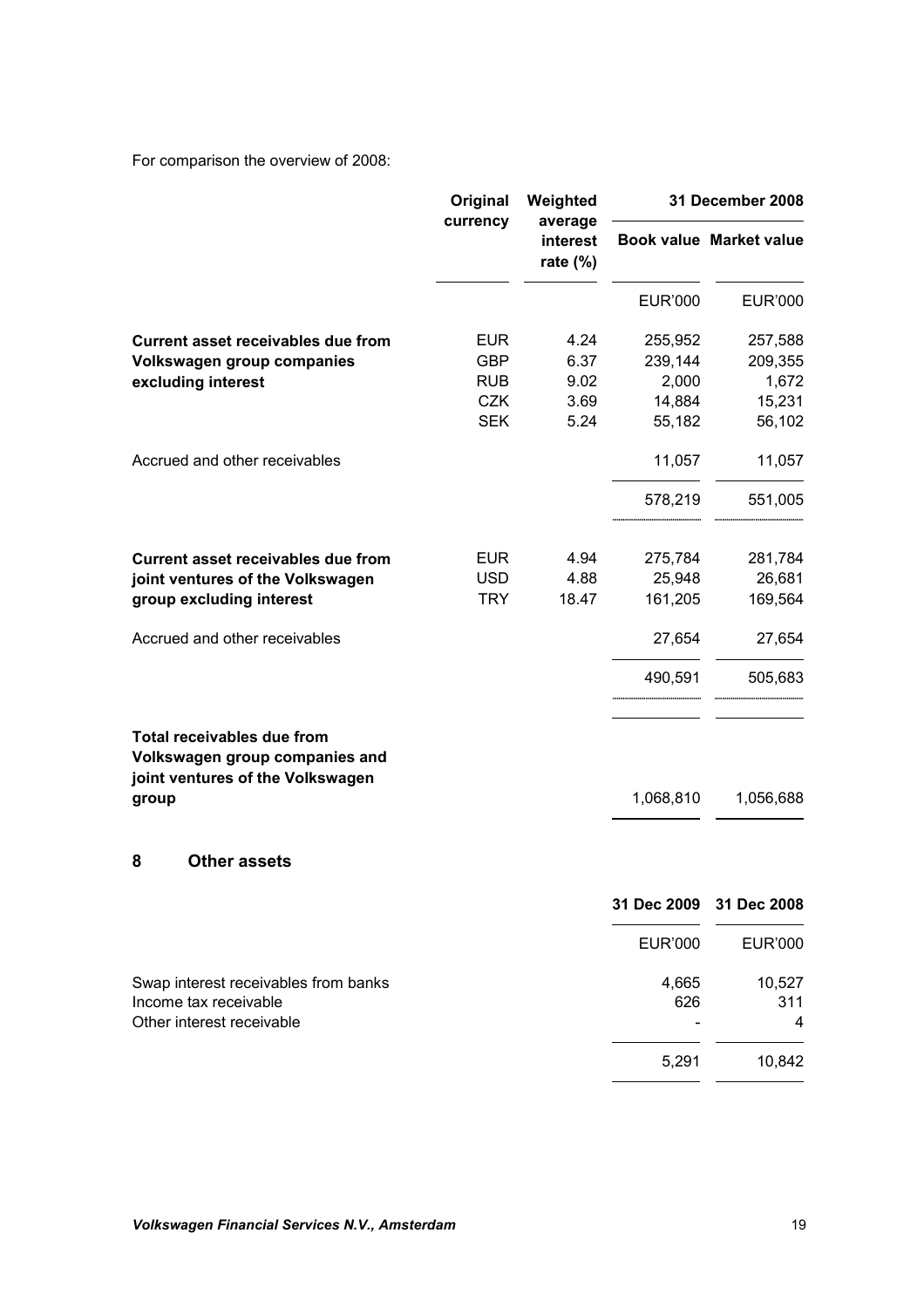For comparison the overview of 2008:

| | Original currency | Weighted average interest rate (%) | 31 December 2008 | |
|---|---|---|---|---|
| | | | Book value | Market value |
| | | | EUR'000 | EUR'000 |
| **Current asset receivables due from Volkswagen group companies excluding interest** | EUR | 4.24 | 255,952 | 257,588 |
| | GBP | 6.37 | 239,144 | 209,355 |
| | RUB | 9.02 | 2,000 | 1,672 |
| | CZK | 3.69 | 14,884 | 15,231 |
| | SEK | 5.24 | 55,182 | 56,102 |
| Accrued and other receivables | | | 11,057 | 11,057 |
| | | | 578,219 | 551,005 |
| **Current asset receivables due from joint ventures of the Volkswagen group excluding interest** | EUR | 4.94 | 275,784 | 281,784 |
| | USD | 4.88 | 25,948 | 26,681 |
| | TRY | 18.47 | 161,205 | 169,564 |
| Accrued and other receivables | | | 27,654 | 27,654 |
| | | | 490,591 | 505,683 |
| **Total receivables due from Volkswagen group companies and joint ventures of the Volkswagen group** | | | 1,068,810 | 1,056,688 |

## 8 Other assets

| | 31 Dec 2009 | 31 Dec 2008 |
|---|---|---|
| | EUR'000 | EUR'000 |
| Swap interest receivables from banks | 4,665 | 10,527 |
| Income tax receivable | 626 | 311 |
| Other interest receivable | - | 4 |
| | 5,291 | 10,842 |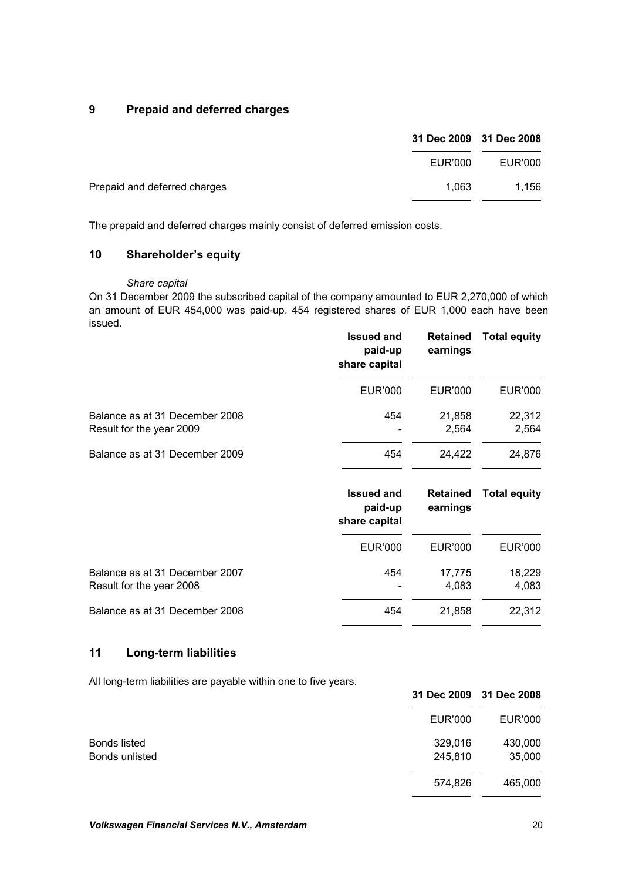## 9 Prepaid and deferred charges

| | 31 Dec 2009 | 31 Dec 2008 |
|---|---|---|
| | EUR'000 | EUR'000 |
| Prepaid and deferred charges | 1,063 | 1,156 |

The prepaid and deferred charges mainly consist of deferred emission costs.

## 10 Shareholder's equity

*Share capital*

On 31 December 2009 the subscribed capital of the company amounted to EUR 2,270,000 of which an amount of EUR 454,000 was paid-up. 454 registered shares of EUR 1,000 each have been issued.

| | Issued and paid-up share capital | Retained earnings | Total equity |
|---|---|---|---|
| | EUR'000 | EUR'000 | EUR'000 |
| Balance as at 31 December 2008 | 454 | 21,858 | 22,312 |
| Result for the year 2009 | - | 2,564 | 2,564 |
| Balance as at 31 December 2009 | 454 | 24,422 | 24,876 |

| | Issued and paid-up share capital | Retained earnings | Total equity |
|---|---|---|---|
| | EUR'000 | EUR'000 | EUR'000 |
| Balance as at 31 December 2007 | 454 | 17,775 | 18,229 |
| Result for the year 2008 | - | 4,083 | 4,083 |
| Balance as at 31 December 2008 | 454 | 21,858 | 22,312 |

## 11 Long-term liabilities

All long-term liabilities are payable within one to five years.

| | 31 Dec 2009 | 31 Dec 2008 |
|---|---|---|
| | EUR'000 | EUR'000 |
| Bonds listed | 329,016 | 430,000 |
| Bonds unlisted | 245,810 | 35,000 |
| | 574,826 | 465,000 |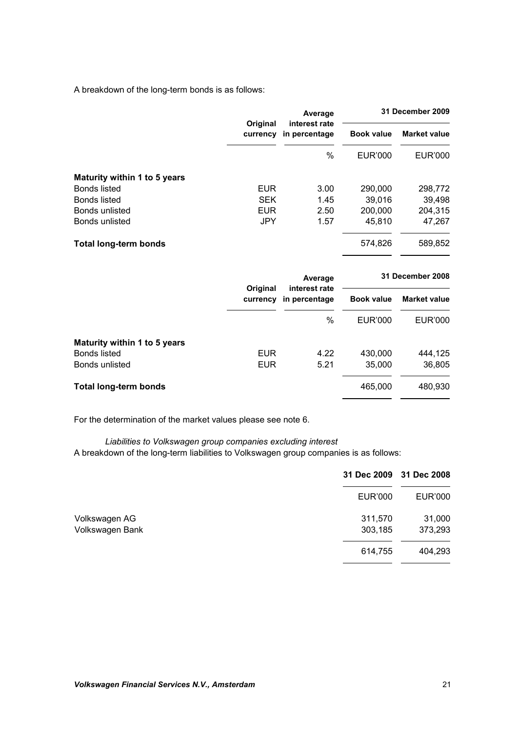A breakdown of the long-term bonds is as follows:

| | Original currency | Average interest rate in percentage | 31 December 2009 | |
|---|---|---|---|---|
| | | | **Book value** | **Market value** |
| | | % | EUR'000 | EUR'000 |
| **Maturity within 1 to 5 years** | | | | |
| Bonds listed | EUR | 3.00 | 290,000 | 298,772 |
| Bonds listed | SEK | 1.45 | 39,016 | 39,498 |
| Bonds unlisted | EUR | 2.50 | 200,000 | 204,315 |
| Bonds unlisted | JPY | 1.57 | 45,810 | 47,267 |
| **Total long-term bonds** | | | 574,826 | 589,852 |

| | Original currency | Average interest rate in percentage | 31 December 2008 | |
|---|---|---|---|---|
| | | | **Book value** | **Market value** |
| | | % | EUR'000 | EUR'000 |
| **Maturity within 1 to 5 years** | | | | |
| Bonds listed | EUR | 4.22 | 430,000 | 444,125 |
| Bonds unlisted | EUR | 5.21 | 35,000 | 36,805 |
| **Total long-term bonds** | | | 465,000 | 480,930 |

For the determination of the market values please see note 6.

*Liabilities to Volkswagen group companies excluding interest*

A breakdown of the long-term liabilities to Volkswagen group companies is as follows:

| | 31 Dec 2009 | 31 Dec 2008 |
|---|---|---|
| | EUR'000 | EUR'000 |
| Volkswagen AG | 311,570 | 31,000 |
| Volkswagen Bank | 303,185 | 373,293 |
| | 614,755 | 404,293 |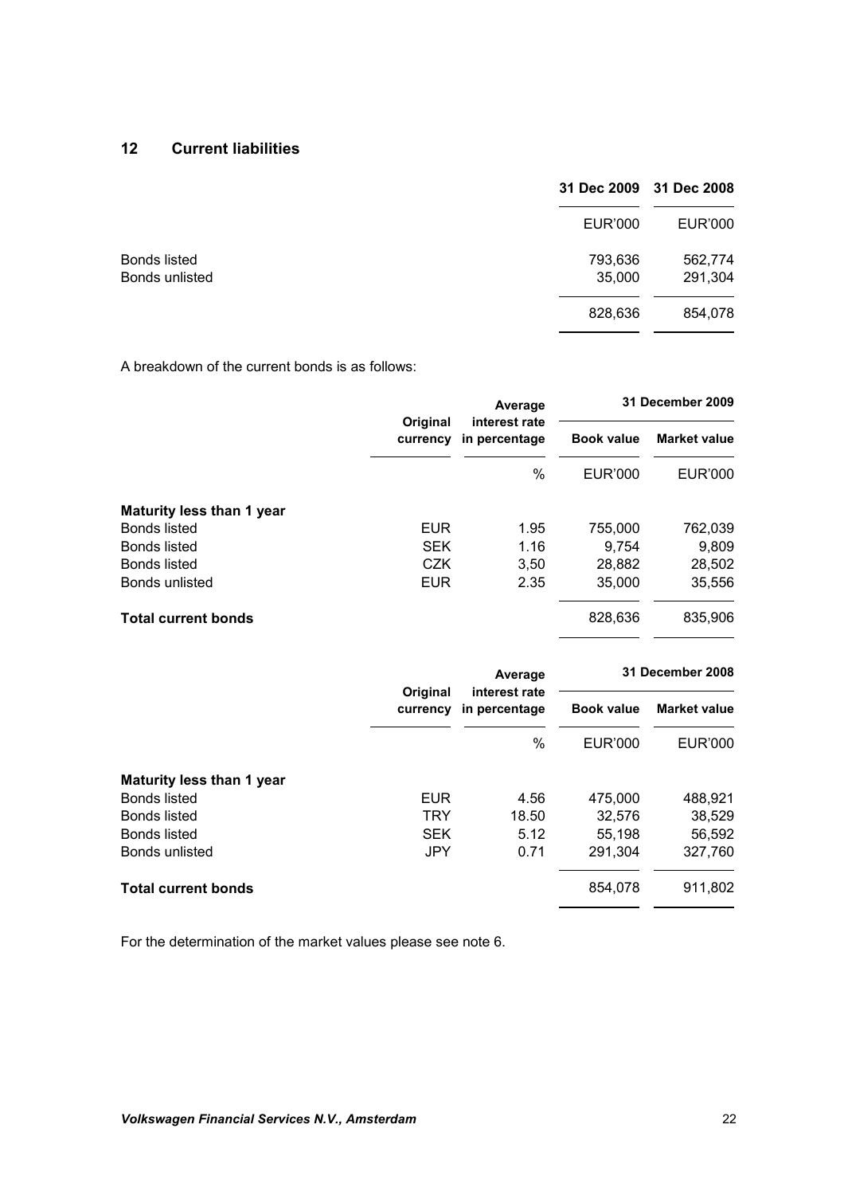## 12 Current liabilities

| | 31 Dec 2009 | 31 Dec 2008 |
|---|---|---|
| | EUR'000 | EUR'000 |
| Bonds listed | 793,636 | 562,774 |
| Bonds unlisted | 35,000 | 291,304 |
| | 828,636 | 854,078 |

A breakdown of the current bonds is as follows:

| | Original currency | Average interest rate in percentage | 31 December 2009 | |
|---|---|---|---|---|
| | | | Book value | Market value |
| | | % | EUR'000 | EUR'000 |
| **Maturity less than 1 year** | | | | |
| Bonds listed | EUR | 1.95 | 755,000 | 762,039 |
| Bonds listed | SEK | 1.16 | 9,754 | 9,809 |
| Bonds listed | CZK | 3,50 | 28,882 | 28,502 |
| Bonds unlisted | EUR | 2.35 | 35,000 | 35,556 |
| **Total current bonds** | | | 828,636 | 835,906 |

| | Original currency | Average interest rate in percentage | 31 December 2008 | |
|---|---|---|---|---|
| | | | Book value | Market value |
| | | % | EUR'000 | EUR'000 |
| **Maturity less than 1 year** | | | | |
| Bonds listed | EUR | 4.56 | 475,000 | 488,921 |
| Bonds listed | TRY | 18.50 | 32,576 | 38,529 |
| Bonds listed | SEK | 5.12 | 55,198 | 56,592 |
| Bonds unlisted | JPY | 0.71 | 291,304 | 327,760 |
| **Total current bonds** | | | 854,078 | 911,802 |

For the determination of the market values please see note 6.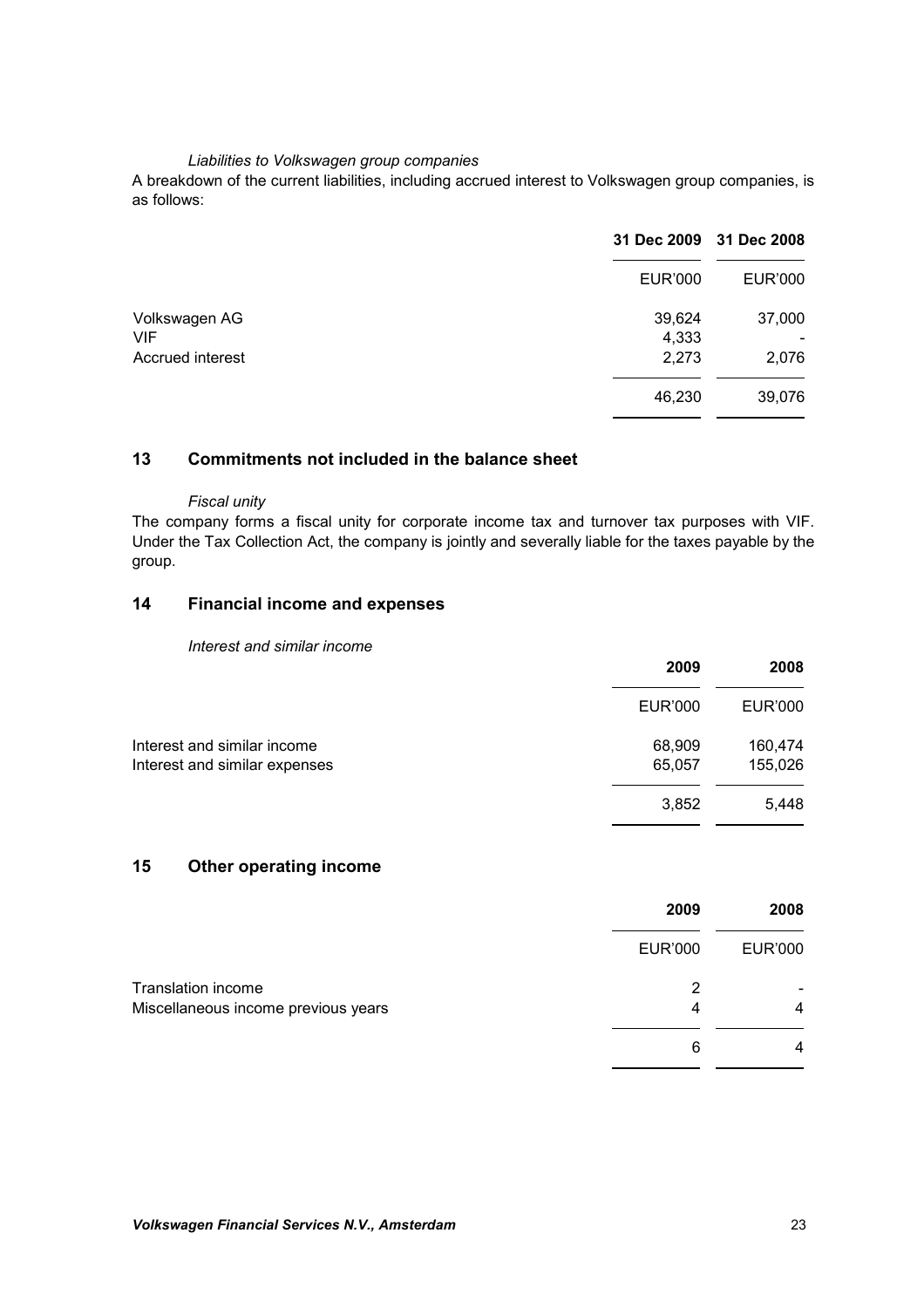*Liabilities to Volkswagen group companies*

A breakdown of the current liabilities, including accrued interest to Volkswagen group companies, is as follows:

| | 31 Dec 2009 | 31 Dec 2008 |
|---|---|---|
| | EUR'000 | EUR'000 |
| Volkswagen AG | 39,624 | 37,000 |
| VIF | 4,333 | - |
| Accrued interest | 2,273 | 2,076 |
| | 46,230 | 39,076 |

## 13 Commitments not included in the balance sheet

*Fiscal unity*

The company forms a fiscal unity for corporate income tax and turnover tax purposes with VIF. Under the Tax Collection Act, the company is jointly and severally liable for the taxes payable by the group.

## 14 Financial income and expenses

*Interest and similar income*

| | 2009 | 2008 |
|---|---|---|
| | EUR'000 | EUR'000 |
| Interest and similar income | 68,909 | 160,474 |
| Interest and similar expenses | 65,057 | 155,026 |
| | 3,852 | 5,448 |

## 15 Other operating income

| | 2009 | 2008 |
|---|---|---|
| | EUR'000 | EUR'000 |
| Translation income | 2 | - |
| Miscellaneous income previous years | 4 | 4 |
| | 6 | 4 |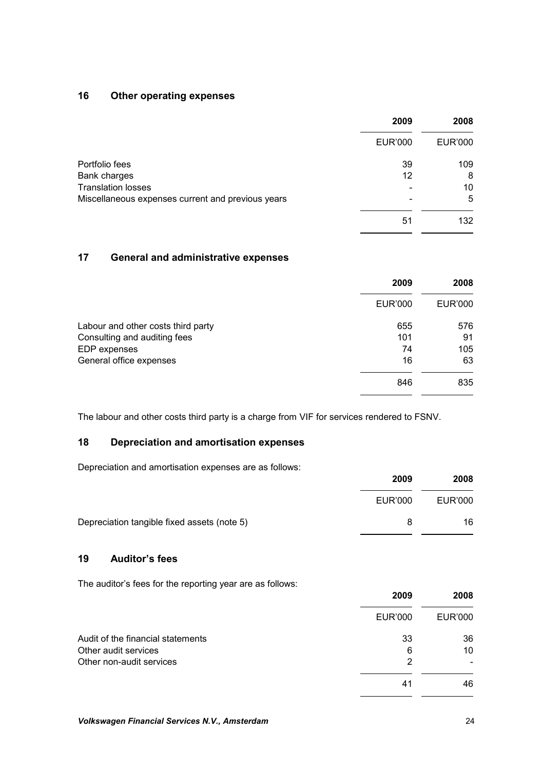## 16 Other operating expenses

| | 2009 | 2008 |
|---|---|---|
| | EUR'000 | EUR'000 |
| Portfolio fees | 39 | 109 |
| Bank charges | 12 | 8 |
| Translation losses | - | 10 |
| Miscellaneous expenses current and previous years | - | 5 |
| | 51 | 132 |

## 17 General and administrative expenses

| | 2009 | 2008 |
|---|---|---|
| | EUR'000 | EUR'000 |
| Labour and other costs third party | 655 | 576 |
| Consulting and auditing fees | 101 | 91 |
| EDP expenses | 74 | 105 |
| General office expenses | 16 | 63 |
| | 846 | 835 |

The labour and other costs third party is a charge from VIF for services rendered to FSNV.

## 18 Depreciation and amortisation expenses

Depreciation and amortisation expenses are as follows:

| | 2009 | 2008 |
|---|---|---|
| | EUR'000 | EUR'000 |
| Depreciation tangible fixed assets (note 5) | 8 | 16 |

## 19 Auditor's fees

The auditor's fees for the reporting year are as follows:

| | 2009 | 2008 |
|---|---|---|
| | EUR'000 | EUR'000 |
| Audit of the financial statements | 33 | 36 |
| Other audit services | 6 | 10 |
| Other non-audit services | 2 | - |
| | 41 | 46 |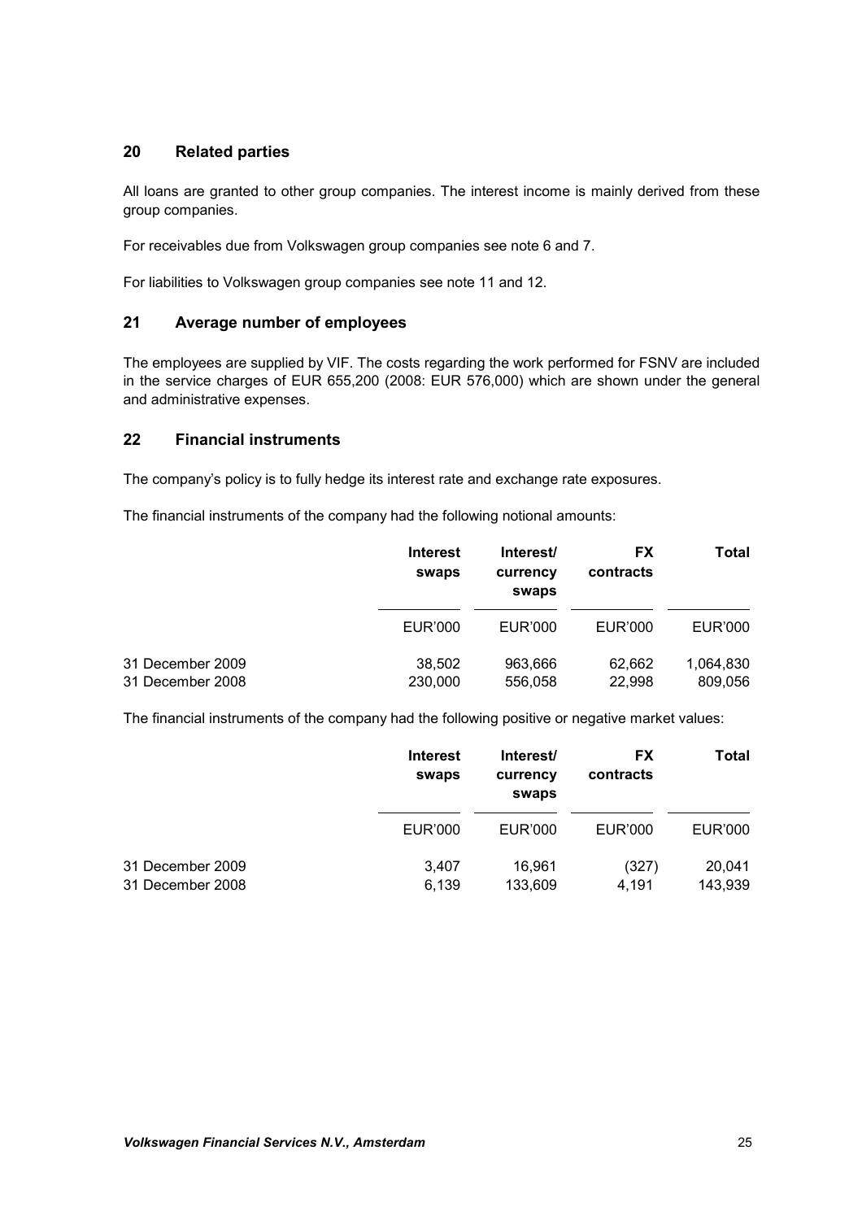## 20 Related parties

All loans are granted to other group companies. The interest income is mainly derived from these group companies.

For receivables due from Volkswagen group companies see note 6 and 7.

For liabilities to Volkswagen group companies see note 11 and 12.

## 21 Average number of employees

The employees are supplied by VIF. The costs regarding the work performed for FSNV are included in the service charges of EUR 655,200 (2008: EUR 576,000) which are shown under the general and administrative expenses.

## 22 Financial instruments

The company's policy is to fully hedge its interest rate and exchange rate exposures.

The financial instruments of the company had the following notional amounts:

| | **Interest swaps** | **Interest/ currency swaps** | **FX contracts** | **Total** |
|---|---|---|---|---|
| | EUR'000 | EUR'000 | EUR'000 | EUR'000 |
| 31 December 2009 | 38,502 | 963,666 | 62,662 | 1,064,830 |
| 31 December 2008 | 230,000 | 556,058 | 22,998 | 809,056 |

The financial instruments of the company had the following positive or negative market values:

| | **Interest swaps** | **Interest/ currency swaps** | **FX contracts** | **Total** |
|---|---|---|---|---|
| | EUR'000 | EUR'000 | EUR'000 | EUR'000 |
| 31 December 2009 | 3,407 | 16,961 | (327) | 20,041 |
| 31 December 2008 | 6,139 | 133,609 | 4,191 | 143,939 |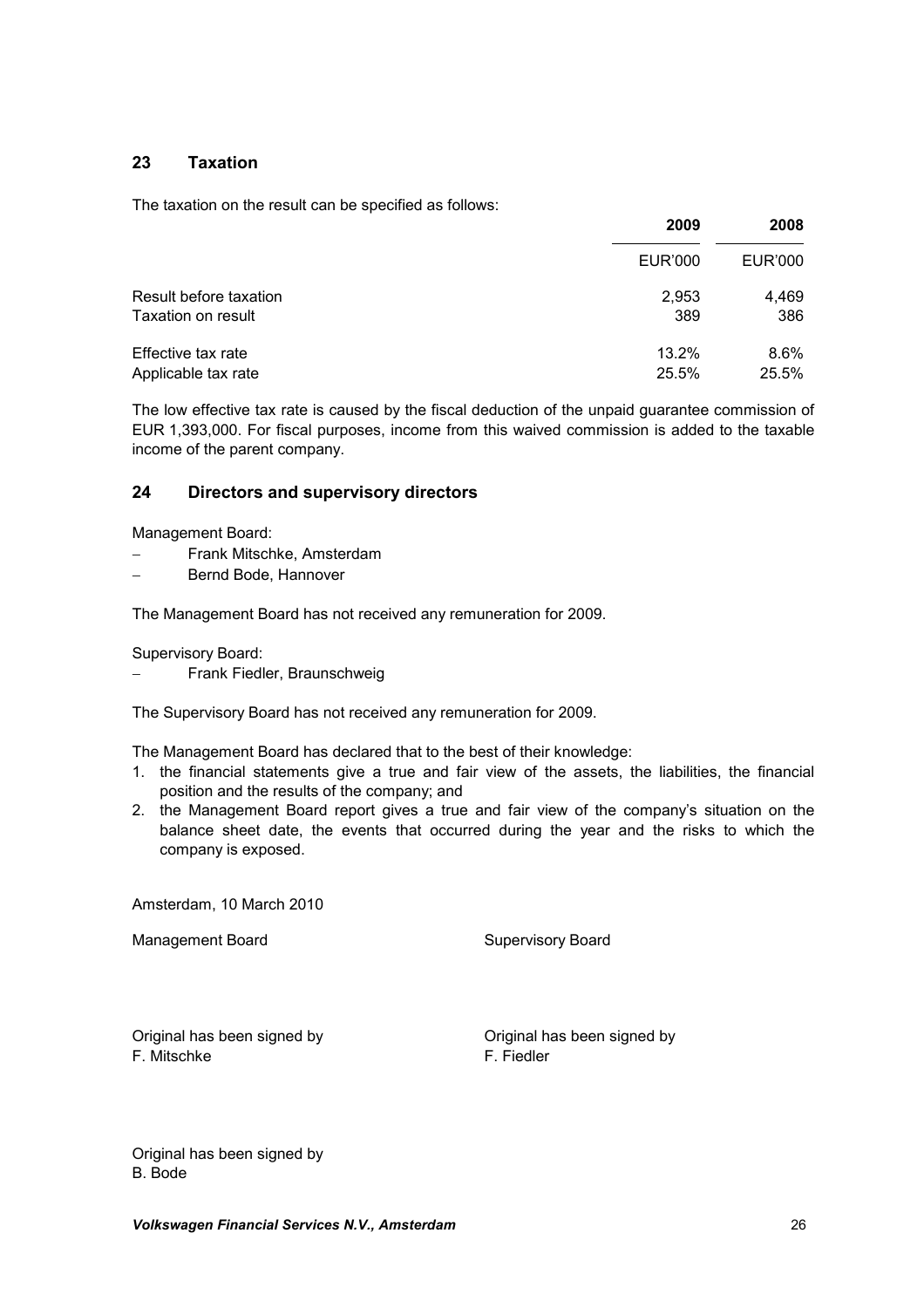## 23 Taxation

The taxation on the result can be specified as follows:

| | 2009 | 2008 |
|---|---|---|
| | EUR'000 | EUR'000 |
| Result before taxation | 2,953 | 4,469 |
| Taxation on result | 389 | 386 |
| Effective tax rate | 13.2% | 8.6% |
| Applicable tax rate | 25.5% | 25.5% |

The low effective tax rate is caused by the fiscal deduction of the unpaid guarantee commission of EUR 1,393,000. For fiscal purposes, income from this waived commission is added to the taxable income of the parent company.

## 24 Directors and supervisory directors

Management Board:

- Frank Mitschke, Amsterdam
- Bernd Bode, Hannover

The Management Board has not received any remuneration for 2009.

Supervisory Board:

- Frank Fiedler, Braunschweig

The Supervisory Board has not received any remuneration for 2009.

The Management Board has declared that to the best of their knowledge:

1. the financial statements give a true and fair view of the assets, the liabilities, the financial position and the results of the company; and
2. the Management Board report gives a true and fair view of the company's situation on the balance sheet date, the events that occurred during the year and the risks to which the company is exposed.

Amsterdam, 10 March 2010

Management Board

Original has been signed by
F. Mitschke

Original has been signed by
B. Bode

Supervisory Board

Original has been signed by
F. Fiedler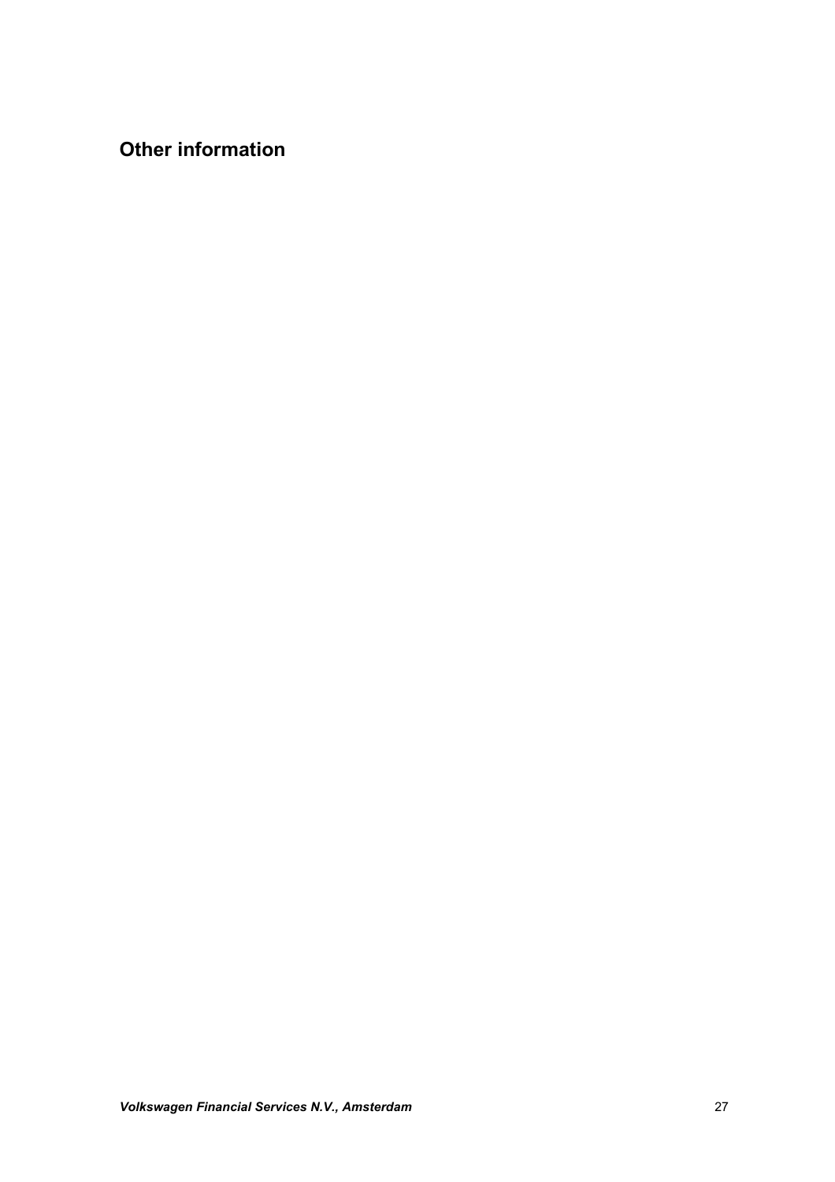# Other information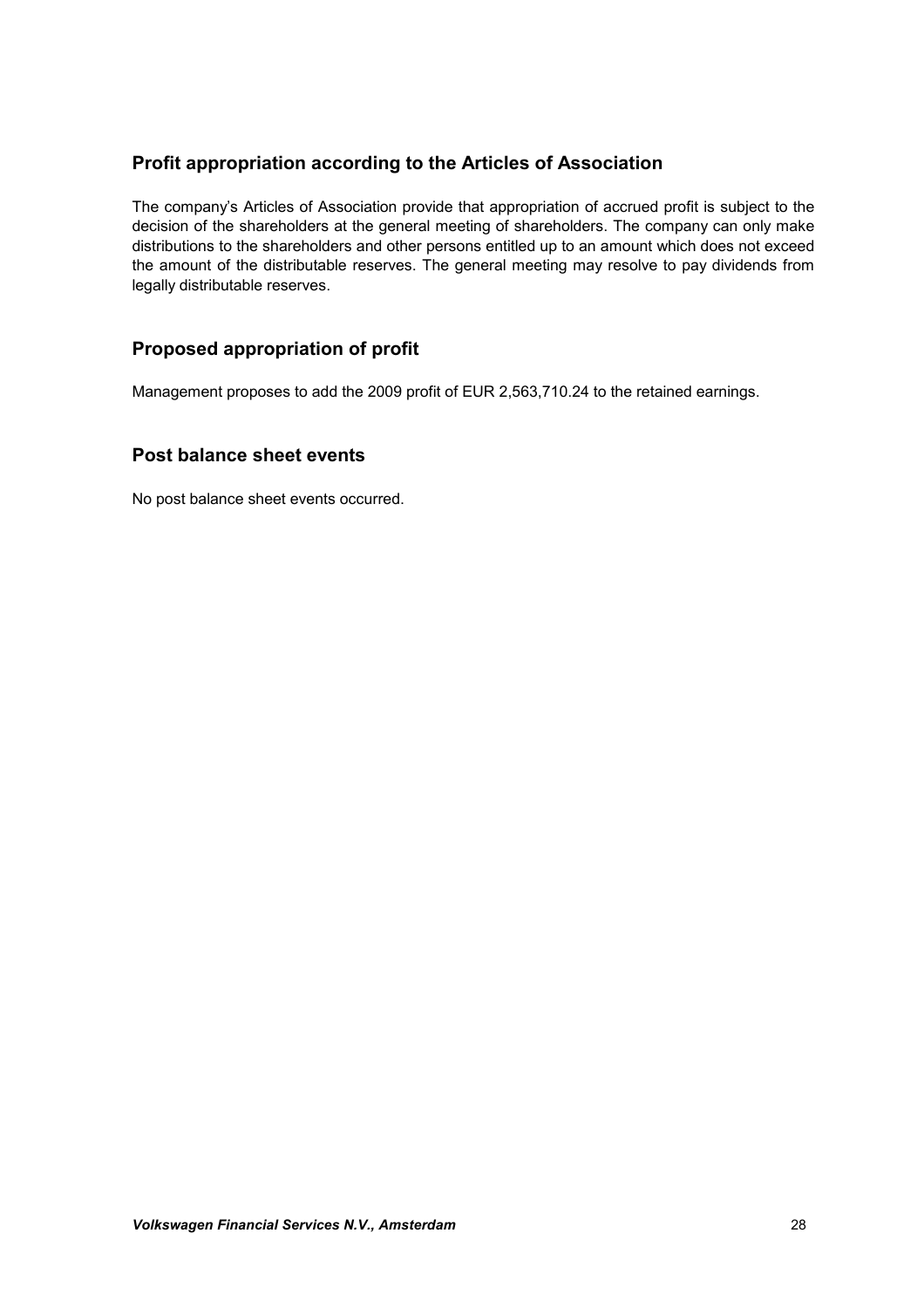## Profit appropriation according to the Articles of Association

The company's Articles of Association provide that appropriation of accrued profit is subject to the decision of the shareholders at the general meeting of shareholders. The company can only make distributions to the shareholders and other persons entitled up to an amount which does not exceed the amount of the distributable reserves. The general meeting may resolve to pay dividends from legally distributable reserves.

## Proposed appropriation of profit

Management proposes to add the 2009 profit of EUR 2,563,710.24 to the retained earnings.

## Post balance sheet events

No post balance sheet events occurred.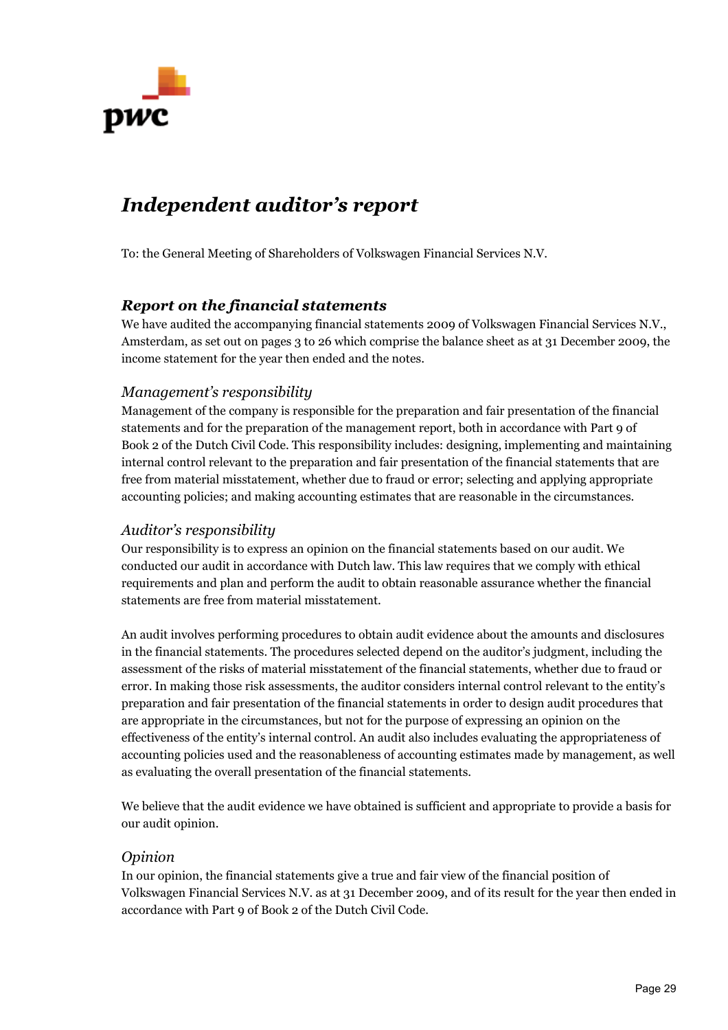# *Independent auditor's report*

To: the General Meeting of Shareholders of Volkswagen Financial Services N.V.

## *Report on the financial statements*

We have audited the accompanying financial statements 2009 of Volkswagen Financial Services N.V., Amsterdam, as set out on pages 3 to 26 which comprise the balance sheet as at 31 December 2009, the income statement for the year then ended and the notes.

### *Management's responsibility*

Management of the company is responsible for the preparation and fair presentation of the financial statements and for the preparation of the management report, both in accordance with Part 9 of Book 2 of the Dutch Civil Code. This responsibility includes: designing, implementing and maintaining internal control relevant to the preparation and fair presentation of the financial statements that are free from material misstatement, whether due to fraud or error; selecting and applying appropriate accounting policies; and making accounting estimates that are reasonable in the circumstances.

### *Auditor's responsibility*

Our responsibility is to express an opinion on the financial statements based on our audit. We conducted our audit in accordance with Dutch law. This law requires that we comply with ethical requirements and plan and perform the audit to obtain reasonable assurance whether the financial statements are free from material misstatement.

An audit involves performing procedures to obtain audit evidence about the amounts and disclosures in the financial statements. The procedures selected depend on the auditor's judgment, including the assessment of the risks of material misstatement of the financial statements, whether due to fraud or error. In making those risk assessments, the auditor considers internal control relevant to the entity's preparation and fair presentation of the financial statements in order to design audit procedures that are appropriate in the circumstances, but not for the purpose of expressing an opinion on the effectiveness of the entity's internal control. An audit also includes evaluating the appropriateness of accounting policies used and the reasonableness of accounting estimates made by management, as well as evaluating the overall presentation of the financial statements.

We believe that the audit evidence we have obtained is sufficient and appropriate to provide a basis for our audit opinion.

### *Opinion*

In our opinion, the financial statements give a true and fair view of the financial position of Volkswagen Financial Services N.V. as at 31 December 2009, and of its result for the year then ended in accordance with Part 9 of Book 2 of the Dutch Civil Code.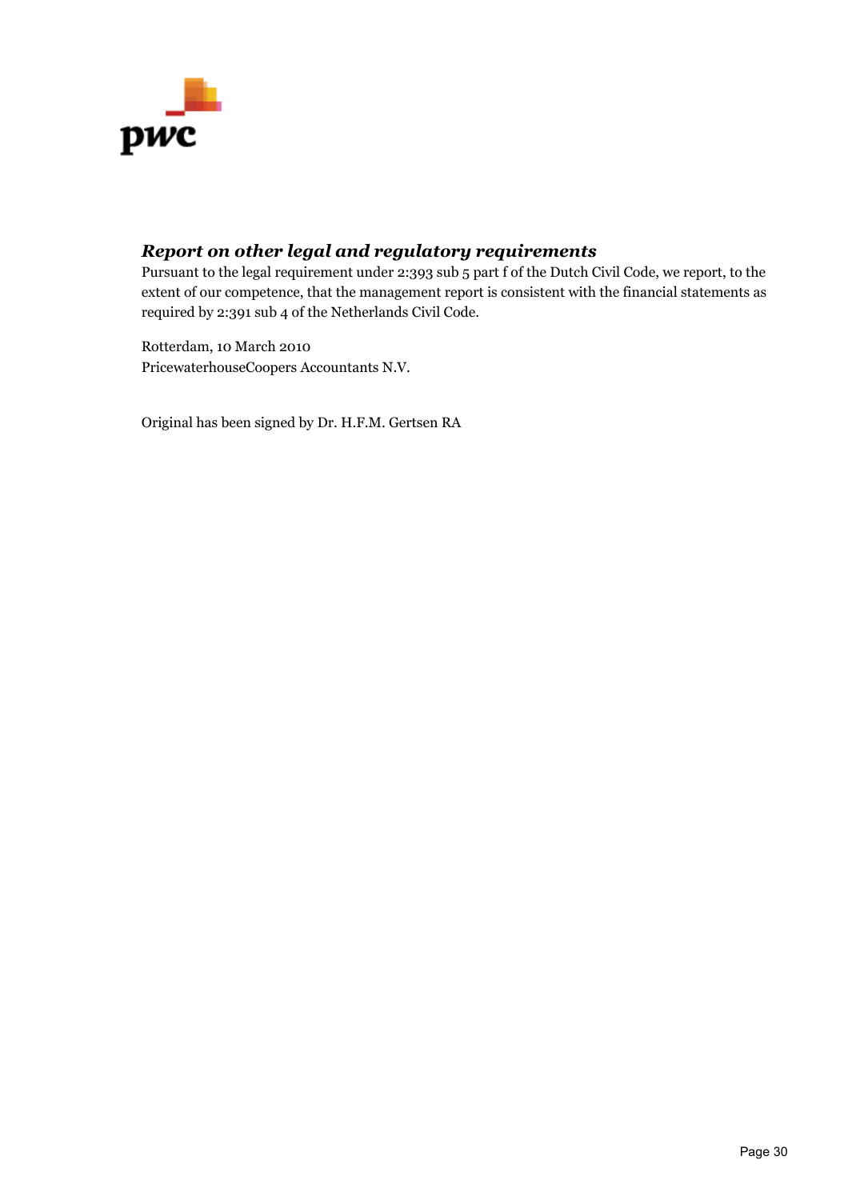## *Report on other legal and regulatory requirements*

Pursuant to the legal requirement under 2:393 sub 5 part f of the Dutch Civil Code, we report, to the extent of our competence, that the management report is consistent with the financial statements as required by 2:391 sub 4 of the Netherlands Civil Code.

Rotterdam, 10 March 2010
PricewaterhouseCoopers Accountants N.V.

Original has been signed by Dr. H.F.M. Gertsen RA